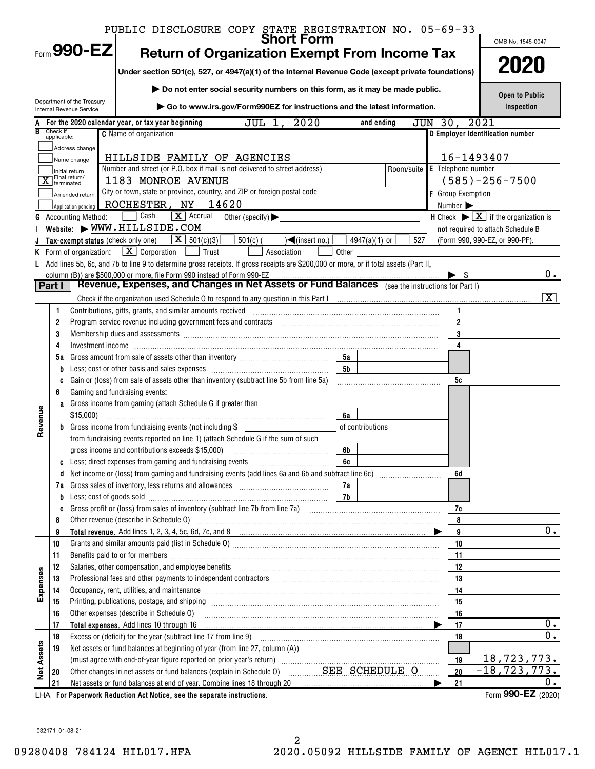PUBLIC DISCLOSURE COPY STATE REGISTRATION NO. 05-69-33

# Form 990-EZ — Short Form — Return of Organization Exempt From Income Tax

**2020**

OMB No. 1545-0047

Under section 501(c), 527, or 4947(a)(1) of the Internal Revenue Code (except private foundations)

▶ Do not enter social security numbers on this form, as it may be made public.

▶ Go to www.irs.gov/Form990EZ for instructions and the latest information.

Department of the Treasury
Internal Revenue Service

**Open to Public Inspection**

**A** For the 2020 calendar year, or tax year beginning JUL 1, 2020 and ending JUN 30, 2021

**B** Check if applicable:
- [ ] Address change
- [ ] Name change
- [ ] Initial return
- [X] Final return/terminated
- [ ] Amended return
- [ ] Application pending

**C** Name of organization: HILLSIDE FAMILY OF AGENCIES

Number and street (or P.O. box if mail is not delivered to street address): 1183 MONROE AVENUE — Room/suite:

City or town, state or province, country, and ZIP or foreign postal code: ROCHESTER, NY 14620

**D** Employer identification number: 16-1493407

**E** Telephone number: (585)-256-7500

**F** Group Exemption Number ▶

**G** Accounting Method: [ ] Cash [X] Accrual Other (specify) ▶

**H** Check ▶ [X] if the organization is **not** required to attach Schedule B (Form 990, 990-EZ, or 990-PF).

**I** Website: ▶ WWW.HILLSIDE.COM

**J** Tax-exempt status (check only one) — [X] 501(c)(3) [ ] 501(c) ( ) ◀(insert no.) [ ] 4947(a)(1) or [ ] 527

**K** Form of organization: [X] Corporation [ ] Trust [ ] Association [ ] Other

**L** Add lines 5b, 6c, and 7b to line 9 to determine gross receipts. If gross receipts are $200,000 or more, or if total assets (Part II, column (B)) are $500,000 or more, file Form 990 instead of Form 990-EZ ▶ $ 0.

## Part I — Revenue, Expenses, and Changes in Net Assets or Fund Balances (see the instructions for Part I)

Check if the organization used Schedule O to respond to any question in this Part I [X]

| Section | Line | Description | | | Line | Amount |
|---|---|---|---|---|---|---|
| Revenue | 1 | Contributions, gifts, grants, and similar amounts received | | | 1 | |
| | 2 | Program service revenue including government fees and contracts | | | 2 | |
| | 3 | Membership dues and assessments | | | 3 | |
| | 4 | Investment income | | | 4 | |
| | 5a | Gross amount from sale of assets other than inventory | 5a | | | |
| | b | Less: cost or other basis and sales expenses | 5b | | | |
| | c | Gain or (loss) from sale of assets other than inventory (subtract line 5b from line 5a) | | | 5c | |
| | 6 | Gaming and fundraising events: | | | | |
| | a | Gross income from gaming (attach Schedule G if greater than $15,000) | 6a | | | |
| | b | Gross income from fundraising events (not including $ ________ of contributions from fundraising events reported on line 1) (attach Schedule G if the sum of such gross income and contributions exceeds $15,000) | 6b | | | |
| | c | Less: direct expenses from gaming and fundraising events | 6c | | | |
| | d | Net income or (loss) from gaming and fundraising events (add lines 6a and 6b and subtract line 6c) | | | 6d | |
| | 7a | Gross sales of inventory, less returns and allowances | 7a | | | |
| | b | Less: cost of goods sold | 7b | | | |
| | c | Gross profit or (loss) from sales of inventory (subtract line 7b from line 7a) | | | 7c | |
| | 8 | Other revenue (describe in Schedule O) | | | 8 | |
| | 9 | **Total revenue.** Add lines 1, 2, 3, 4, 5c, 6d, 7c, and 8 ▶ | | | 9 | 0. |
| Expenses | 10 | Grants and similar amounts paid (list in Schedule O) | | | 10 | |
| | 11 | Benefits paid to or for members | | | 11 | |
| | 12 | Salaries, other compensation, and employee benefits | | | 12 | |
| | 13 | Professional fees and other payments to independent contractors | | | 13 | |
| | 14 | Occupancy, rent, utilities, and maintenance | | | 14 | |
| | 15 | Printing, publications, postage, and shipping | | | 15 | |
| | 16 | Other expenses (describe in Schedule O) | | | 16 | |
| | 17 | **Total expenses.** Add lines 10 through 16 ▶ | | | 17 | 0. |
| Net Assets | 18 | Excess or (deficit) for the year (subtract line 17 from line 9) | | | 18 | 0. |
| | 19 | Net assets or fund balances at beginning of year (from line 27, column (A)) (must agree with end-of-year figure reported on prior year's return) | | | 19 | 18,723,773. |
| | 20 | Other changes in net assets or fund balances (explain in Schedule O) SEE SCHEDULE O | | | 20 | -18,723,773. |
| | 21 | Net assets or fund balances at end of year. Combine lines 18 through 20 ▶ | | | 21 | 0. |

LHA For Paperwork Reduction Act Notice, see the separate instructions.

Form **990-EZ** (2020)

032171 01-08-21

09280408 784124 HIL017.HFA 2020.05092 HILLSIDE FAMILY OF AGENCI HIL017.1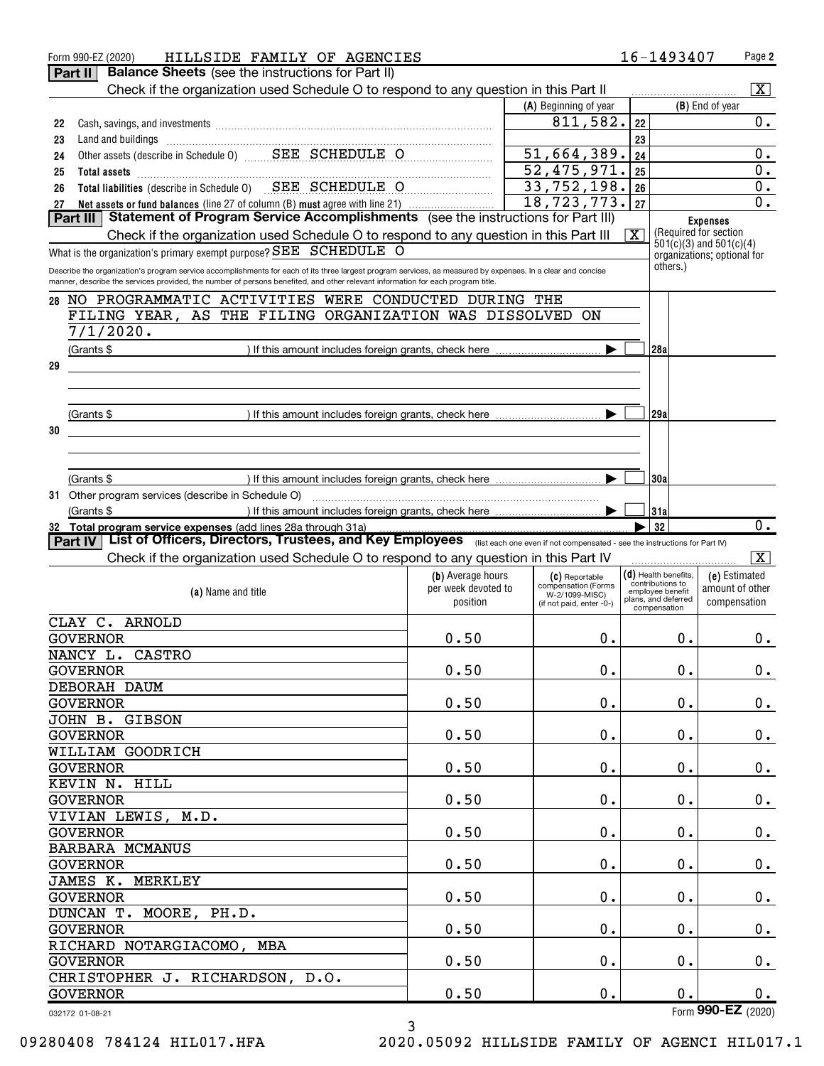Form 990-EZ (2020) HILLSIDE FAMILY OF AGENCIES 16-1493407 Page **2**

**Part II** **Balance Sheets** (see the instructions for Part II)

Check if the organization used Schedule O to respond to any question in this Part II [X]

| | | (A) Beginning of year | | (B) End of year |
|---|---|---|---|---|
| 22 | Cash, savings, and investments | 811,582. | 22 | 0. |
| 23 | Land and buildings | | 23 | |
| 24 | Other assets (describe in Schedule O) SEE SCHEDULE O | 51,664,389. | 24 | 0. |
| 25 | **Total assets** | 52,475,971. | 25 | 0. |
| 26 | **Total liabilities** (describe in Schedule O) SEE SCHEDULE O | 33,752,198. | 26 | 0. |
| 27 | **Net assets or fund balances** (line 27 of column (B) **must** agree with line 21) | 18,723,773. | 27 | 0. |

**Part III** **Statement of Program Service Accomplishments** (see the instructions for Part III)

Check if the organization used Schedule O to respond to any question in this Part III [X]

What is the organization's primary exempt purpose? SEE SCHEDULE O

**Expenses** (Required for section 501(c)(3) and 501(c)(4) organizations; optional for others.)

Describe the organization's program service accomplishments for each of its three largest program services, as measured by expenses. In a clear and concise manner, describe the services provided, the number of persons benefited, and other relevant information for each program title.

| | | | |
|---|---|---|---|
| 28 | NO PROGRAMMATIC ACTIVITIES WERE CONDUCTED DURING THE FILING YEAR, AS THE FILING ORGANIZATION WAS DISSOLVED ON 7/1/2020. (Grants $ ) If this amount includes foreign grants, check here [ ] | 28a | |
| 29 | (Grants $ ) If this amount includes foreign grants, check here [ ] | 29a | |
| 30 | (Grants $ ) If this amount includes foreign grants, check here [ ] | 30a | |
| 31 | Other program services (describe in Schedule O) (Grants $ ) If this amount includes foreign grants, check here [ ] | 31a | |
| 32 | **Total program service expenses** (add lines 28a through 31a) | 32 | 0. |

**Part IV** **List of Officers, Directors, Trustees, and Key Employees** (list each one even if not compensated - see the instructions for Part IV)

Check if the organization used Schedule O to respond to any question in this Part IV [X]

| (a) Name and title | (b) Average hours per week devoted to position | (c) Reportable compensation (Forms W-2/1099-MISC) (if not paid, enter -0-) | (d) Health benefits, contributions to employee benefit plans, and deferred compensation | (e) Estimated amount of other compensation |
|---|---|---|---|---|
| CLAY C. ARNOLD<br>GOVERNOR | 0.50 | 0. | 0. | 0. |
| NANCY L. CASTRO<br>GOVERNOR | 0.50 | 0. | 0. | 0. |
| DEBORAH DAUM<br>GOVERNOR | 0.50 | 0. | 0. | 0. |
| JOHN B. GIBSON<br>GOVERNOR | 0.50 | 0. | 0. | 0. |
| WILLIAM GOODRICH<br>GOVERNOR | 0.50 | 0. | 0. | 0. |
| KEVIN N. HILL<br>GOVERNOR | 0.50 | 0. | 0. | 0. |
| VIVIAN LEWIS, M.D.<br>GOVERNOR | 0.50 | 0. | 0. | 0. |
| BARBARA MCMANUS<br>GOVERNOR | 0.50 | 0. | 0. | 0. |
| JAMES K. MERKLEY<br>GOVERNOR | 0.50 | 0. | 0. | 0. |
| DUNCAN T. MOORE, PH.D.<br>GOVERNOR | 0.50 | 0. | 0. | 0. |
| RICHARD NOTARGIACOMO, MBA<br>GOVERNOR | 0.50 | 0. | 0. | 0. |
| CHRISTOPHER J. RICHARDSON, D.O.<br>GOVERNOR | 0.50 | 0. | 0. | 0. |

032172 01-08-21 Form **990-EZ** (2020)

09280408 784124 HIL017.HFA 2020.05092 HILLSIDE FAMILY OF AGENCI HIL017.1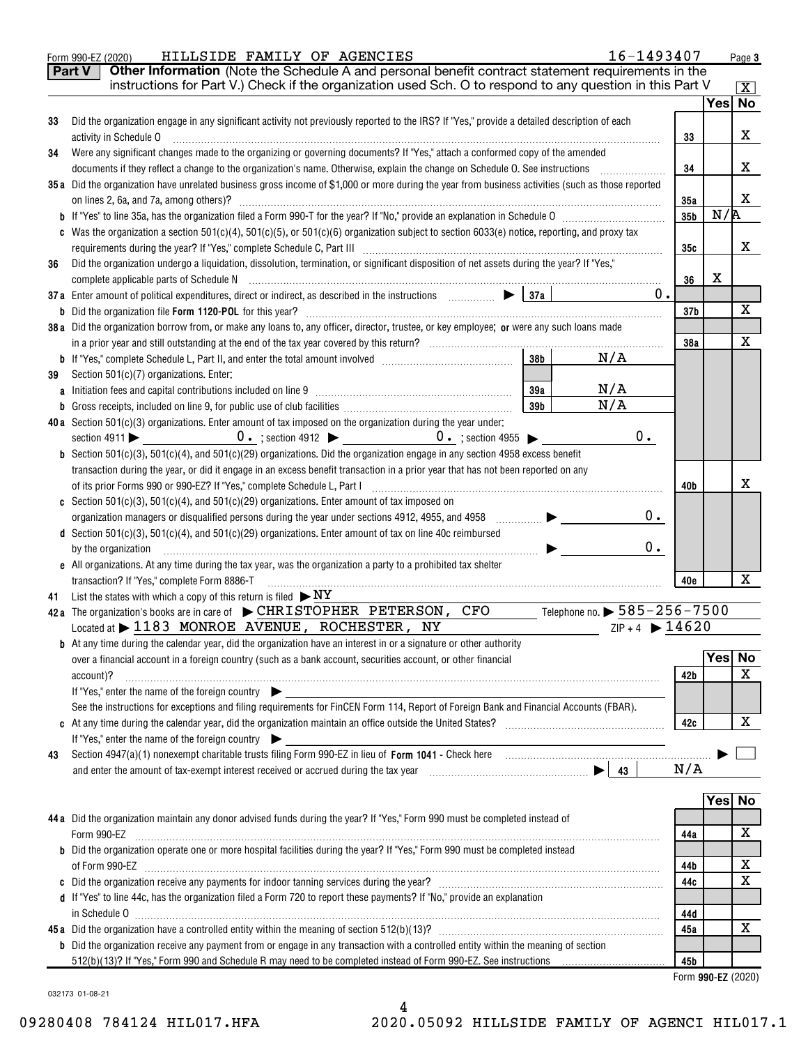Form 990-EZ (2020) HILLSIDE FAMILY OF AGENCIES 16-1493407 Page 3

**Part V** **Other Information** (Note the Schedule A and personal benefit contract statement requirements in the instructions for Part V.) Check if the organization used Sch. O to respond to any question in this Part V [X]

| | | | Yes | No |
|---|---|---|---|---|
| 33 | Did the organization engage in any significant activity not previously reported to the IRS? If "Yes," provide a detailed description of each activity in Schedule O | 33 | | X |
| 34 | Were any significant changes made to the organizing or governing documents? If "Yes," attach a conformed copy of the amended documents if they reflect a change to the organization's name. Otherwise, explain the change on Schedule O. See instructions | 34 | | X |
| 35a | Did the organization have unrelated business gross income of $1,000 or more during the year from business activities (such as those reported on lines 2, 6a, and 7a, among others)? | 35a | | X |
| b | If "Yes" to line 35a, has the organization filed a Form 990-T for the year? If "No," provide an explanation in Schedule O | 35b | N/A | |
| c | Was the organization a section 501(c)(4), 501(c)(5), or 501(c)(6) organization subject to section 6033(e) notice, reporting, and proxy tax requirements during the year? If "Yes," complete Schedule C, Part III | 35c | | X |
| 36 | Did the organization undergo a liquidation, dissolution, termination, or significant disposition of net assets during the year? If "Yes," complete applicable parts of Schedule N | 36 | X | |
| 37a | Enter amount of political expenditures, direct or indirect, as described in the instructions ▶ 37a 0. | | | |
| b | Did the organization file **Form 1120-POL** for this year? | 37b | | X |
| 38a | Did the organization borrow from, or make any loans to, any officer, director, trustee, or key employee; **or** were any such loans made in a prior year and still outstanding at the end of the tax year covered by this return? | 38a | | X |
| b | If "Yes," complete Schedule L, Part II, and enter the total amount involved 38b N/A | | | |
| 39 | Section 501(c)(7) organizations. Enter: | | | |
| a | Initiation fees and capital contributions included on line 9 39a N/A | | | |
| b | Gross receipts, included on line 9, for public use of club facilities 39b N/A | | | |
| 40a | Section 501(c)(3) organizations. Enter amount of tax imposed on the organization during the year under: section 4911 ▶ 0. ; section 4912 ▶ 0. ; section 4955 ▶ 0. | | | |
| b | Section 501(c)(3), 501(c)(4), and 501(c)(29) organizations. Did the organization engage in any section 4958 excess benefit transaction during the year, or did it engage in an excess benefit transaction in a prior year that has not been reported on any of its prior Forms 990 or 990-EZ? If "Yes," complete Schedule L, Part I | 40b | | X |
| c | Section 501(c)(3), 501(c)(4), and 501(c)(29) organizations. Enter amount of tax imposed on organization managers or disqualified persons during the year under sections 4912, 4955, and 4958 ▶ 0. | | | |
| d | Section 501(c)(3), 501(c)(4), and 501(c)(29) organizations. Enter amount of tax on line 40c reimbursed by the organization ▶ 0. | | | |
| e | All organizations. At any time during the tax year, was the organization a party to a prohibited tax shelter transaction? If "Yes," complete Form 8886-T | 40e | | X |

41 List the states with which a copy of this return is filed ▶ NY

42a The organization's books are in care of ▶ CHRISTOPHER PETERSON, CFO Telephone no. ▶ 585-256-7500
Located at ▶ 1183 MONROE AVENUE, ROCHESTER, NY ZIP + 4 ▶ 14620

| | | | Yes | No |
|---|---|---|---|---|
| b | At any time during the calendar year, did the organization have an interest in or a signature or other authority over a financial account in a foreign country (such as a bank account, securities account, or other financial account)? If "Yes," enter the name of the foreign country ▶ See the instructions for exceptions and filing requirements for FinCEN Form 114, Report of Foreign Bank and Financial Accounts (FBAR). | 42b | | X |
| c | At any time during the calendar year, did the organization maintain an office outside the United States? If "Yes," enter the name of the foreign country ▶ | 42c | | X |

43 Section 4947(a)(1) nonexempt charitable trusts filing Form 990-EZ in lieu of **Form 1041** - Check here ▶ [ ]
and enter the amount of tax-exempt interest received or accrued during the tax year ▶ 43 N/A

| | | | Yes | No |
|---|---|---|---|---|
| 44a | Did the organization maintain any donor advised funds during the year? If "Yes," Form 990 must be completed instead of Form 990-EZ | 44a | | X |
| b | Did the organization operate one or more hospital facilities during the year? If "Yes," Form 990 must be completed instead of Form 990-EZ | 44b | | X |
| c | Did the organization receive any payments for indoor tanning services during the year? | 44c | | X |
| d | If "Yes" to line 44c, has the organization filed a Form 720 to report these payments? If "No," provide an explanation in Schedule O | 44d | | |
| 45a | Did the organization have a controlled entity within the meaning of section 512(b)(13)? | 45a | | X |
| b | Did the organization receive any payment from or engage in any transaction with a controlled entity within the meaning of section 512(b)(13)? If "Yes," Form 990 and Schedule R may need to be completed instead of Form 990-EZ. See instructions | 45b | | |

Form **990-EZ** (2020)

032173 01-08-21

09280408 784124 HIL017.HFA 2020.05092 HILLSIDE FAMILY OF AGENCI HIL017.1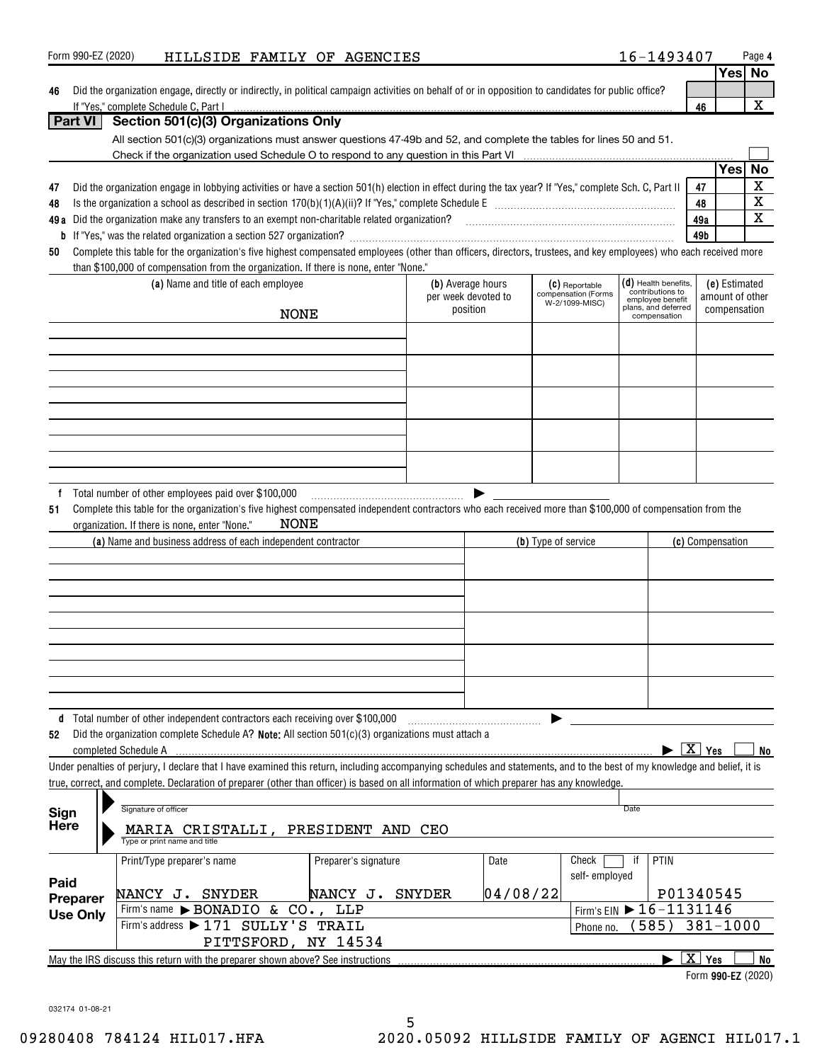Form 990-EZ (2020) HILLSIDE FAMILY OF AGENCIES 16-1493407

| | | | Yes | No |
|---|---|---|---|---|
| 46 | Did the organization engage, directly or indirectly, in political campaign activities on behalf of or in opposition to candidates for public office? If "Yes," complete Schedule C, Part I | 46 | | X |

## Part VI Section 501(c)(3) Organizations Only

All section 501(c)(3) organizations must answer questions 47-49b and 52, and complete the tables for lines 50 and 51.

Check if the organization used Schedule O to respond to any question in this Part VI ☐

| | | | Yes | No |
|---|---|---|---|---|
| 47 | Did the organization engage in lobbying activities or have a section 501(h) election in effect during the tax year? If "Yes," complete Sch. C, Part II | 47 | | X |
| 48 | Is the organization a school as described in section 170(b)(1)(A)(ii)? If "Yes," complete Schedule E | 48 | | X |
| 49a | Did the organization make any transfers to an exempt non-charitable related organization? | 49a | | X |
| b | If "Yes," was the related organization a section 527 organization? | 49b | | |

**50** Complete this table for the organization's five highest compensated employees (other than officers, directors, trustees, and key employees) who each received more than $100,000 of compensation from the organization. If there is none, enter "None."

| (a) Name and title of each employee | (b) Average hours per week devoted to position | (c) Reportable compensation (Forms W-2/1099-MISC) | (d) Health benefits, contributions to employee benefit plans, and deferred compensation | (e) Estimated amount of other compensation |
|---|---|---|---|---|
| NONE | | | | |

**f** Total number of other employees paid over $100,000 ▶

**51** Complete this table for the organization's five highest compensated independent contractors who each received more than $100,000 of compensation from the organization. If there is none, enter "None." NONE

| (a) Name and business address of each independent contractor | (b) Type of service | (c) Compensation |
|---|---|---|
| | | |

**d** Total number of other independent contractors each receiving over $100,000 ▶

**52** Did the organization complete Schedule A? **Note:** All section 501(c)(3) organizations must attach a completed Schedule A ▶ ☒ Yes ☐ No

Under penalties of perjury, I declare that I have examined this return, including accompanying schedules and statements, and to the best of my knowledge and belief, it is true, correct, and complete. Declaration of preparer (other than officer) is based on all information of which preparer has any knowledge.

**Sign Here**

Signature of officer — Date

MARIA CRISTALLI, PRESIDENT AND CEO
Type or print name and title

**Paid Preparer Use Only**

| Print/Type preparer's name | Preparer's signature | Date | Check ☐ if self-employed | PTIN |
|---|---|---|---|---|
| NANCY J. SNYDER | NANCY J. SNYDER | 04/08/22 | | P01340545 |

Firm's name ▶ BONADIO & CO., LLP — Firm's EIN ▶ 16-1131146

Firm's address ▶ 171 SULLY'S TRAIL, PITTSFORD, NY 14534 — Phone no. (585) 381-1000

May the IRS discuss this return with the preparer shown above? See instructions ▶ ☒ Yes ☐ No

Form **990-EZ** (2020)

032174 01-08-21

09280408 784124 HIL017.HFA 2020.05092 HILLSIDE FAMILY OF AGENCI HIL017.1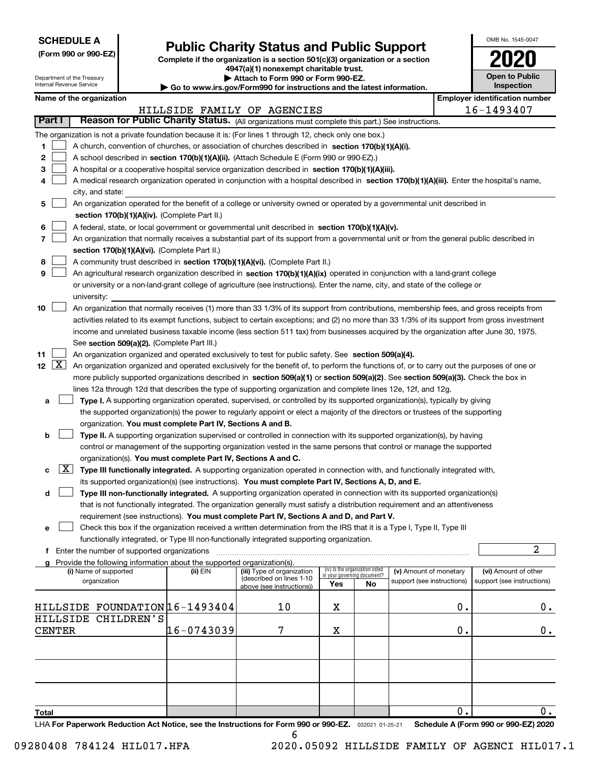**SCHEDULE A**
**(Form 990 or 990-EZ)**

Department of the Treasury
Internal Revenue Service

# Public Charity Status and Public Support

**Complete if the organization is a section 501(c)(3) organization or a section 4947(a)(1) nonexempt charitable trust.**
**▶ Attach to Form 990 or Form 990-EZ.**
**▶ Go to www.irs.gov/Form990 for instructions and the latest information.**

OMB No. 1545-0047
**2020**
**Open to Public Inspection**

**Name of the organization:** HILLSIDE FAMILY OF AGENCIES
**Employer identification number:** 16-1493407

## Part I — Reason for Public Charity Status. (All organizations must complete this part.) See instructions.

The organization is not a private foundation because it is: (For lines 1 through 12, check only one box.)

1. [ ] A church, convention of churches, or association of churches described in **section 170(b)(1)(A)(i).**
2. [ ] A school described in **section 170(b)(1)(A)(ii).** (Attach Schedule E (Form 990 or 990-EZ).)
3. [ ] A hospital or a cooperative hospital service organization described in **section 170(b)(1)(A)(iii).**
4. [ ] A medical research organization operated in conjunction with a hospital described in **section 170(b)(1)(A)(iii).** Enter the hospital's name, city, and state:
5. [ ] An organization operated for the benefit of a college or university owned or operated by a governmental unit described in **section 170(b)(1)(A)(iv).** (Complete Part II.)
6. [ ] A federal, state, or local government or governmental unit described in **section 170(b)(1)(A)(v).**
7. [ ] An organization that normally receives a substantial part of its support from a governmental unit or from the general public described in **section 170(b)(1)(A)(vi).** (Complete Part II.)
8. [ ] A community trust described in **section 170(b)(1)(A)(vi).** (Complete Part II.)
9. [ ] An agricultural research organization described in **section 170(b)(1)(A)(ix)** operated in conjunction with a land-grant college or university or a non-land-grant college of agriculture (see instructions). Enter the name, city, and state of the college or university:
10. [ ] An organization that normally receives (1) more than 33 1/3% of its support from contributions, membership fees, and gross receipts from activities related to its exempt functions, subject to certain exceptions; and (2) no more than 33 1/3% of its support from gross investment income and unrelated business taxable income (less section 511 tax) from businesses acquired by the organization after June 30, 1975. See **section 509(a)(2).** (Complete Part III.)
11. [ ] An organization organized and operated exclusively to test for public safety. See **section 509(a)(4).**
12. [X] An organization organized and operated exclusively for the benefit of, to perform the functions of, or to carry out the purposes of one or more publicly supported organizations described in **section 509(a)(1)** or **section 509(a)(2)**. See **section 509(a)(3).** Check the box in lines 12a through 12d that describes the type of supporting organization and complete lines 12e, 12f, and 12g.
   - **a** [ ] **Type I.** A supporting organization operated, supervised, or controlled by its supported organization(s), typically by giving the supported organization(s) the power to regularly appoint or elect a majority of the directors or trustees of the supporting organization. **You must complete Part IV, Sections A and B.**
   - **b** [ ] **Type II.** A supporting organization supervised or controlled in connection with its supported organization(s), by having control or management of the supporting organization vested in the same persons that control or manage the supported organization(s). **You must complete Part IV, Sections A and C.**
   - **c** [X] **Type III functionally integrated.** A supporting organization operated in connection with, and functionally integrated with, its supported organization(s) (see instructions). **You must complete Part IV, Sections A, D, and E.**
   - **d** [ ] **Type III non-functionally integrated.** A supporting organization operated in connection with its supported organization(s) that is not functionally integrated. The organization generally must satisfy a distribution requirement and an attentiveness requirement (see instructions). **You must complete Part IV, Sections A and D, and Part V.**
   - **e** [ ] Check this box if the organization received a written determination from the IRS that it is a Type I, Type II, Type III functionally integrated, or Type III non-functionally integrated supporting organization.
   - **f** Enter the number of supported organizations: 2
   - **g** Provide the following information about the supported organization(s).

| (i) Name of supported organization | (ii) EIN | (iii) Type of organization (described on lines 1-10 above (see instructions)) | (iv) Is the organization listed in your governing document? Yes | No | (v) Amount of monetary support (see instructions) | (vi) Amount of other support (see instructions) |
|---|---|---|---|---|---|---|
| HILLSIDE FOUNDATION | 16-1493404 | 10 | X | | 0. | 0. |
| HILLSIDE CHILDREN'S CENTER | 16-0743039 | 7 | X | | 0. | 0. |
| | | | | | | |
| | | | | | | |
| | | | | | | |
| **Total** | | | | | 0. | 0. |

LHA **For Paperwork Reduction Act Notice, see the Instructions for Form 990 or 990-EZ.** 032021 01-25-21 **Schedule A (Form 990 or 990-EZ) 2020**

09280408 784124 HIL017.HFA 2020.05092 HILLSIDE FAMILY OF AGENCI HIL017.1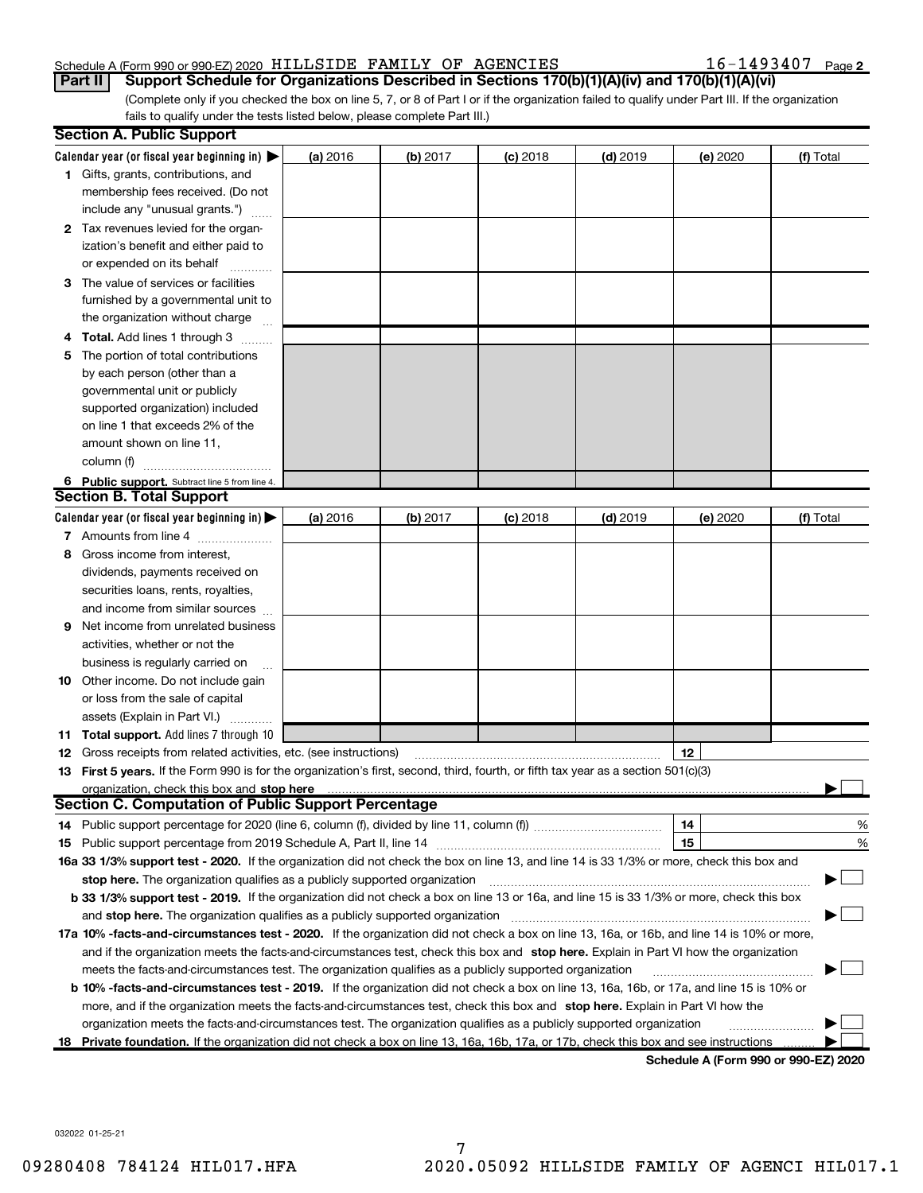Schedule A (Form 990 or 990-EZ) 2020 HILLSIDE FAMILY OF AGENCIES 16-1493407 Page 2

**Part II Support Schedule for Organizations Described in Sections 170(b)(1)(A)(iv) and 170(b)(1)(A)(vi)**

(Complete only if you checked the box on line 5, 7, or 8 of Part I or if the organization failed to qualify under Part III. If the organization fails to qualify under the tests listed below, please complete Part III.)

**Section A. Public Support**

| Calendar year (or fiscal year beginning in) ▶ | (a) 2016 | (b) 2017 | (c) 2018 | (d) 2019 | (e) 2020 | (f) Total |
|---|---|---|---|---|---|---|
| 1 Gifts, grants, contributions, and membership fees received. (Do not include any "unusual grants.") | | | | | | |
| 2 Tax revenues levied for the organization's benefit and either paid to or expended on its behalf | | | | | | |
| 3 The value of services or facilities furnished by a governmental unit to the organization without charge | | | | | | |
| 4 **Total.** Add lines 1 through 3 | | | | | | |
| 5 The portion of total contributions by each person (other than a governmental unit or publicly supported organization) included on line 1 that exceeds 2% of the amount shown on line 11, column (f) | | | | | | |
| 6 **Public support.** Subtract line 5 from line 4. | | | | | | |

**Section B. Total Support**

| Calendar year (or fiscal year beginning in) ▶ | (a) 2016 | (b) 2017 | (c) 2018 | (d) 2019 | (e) 2020 | (f) Total |
|---|---|---|---|---|---|---|
| 7 Amounts from line 4 | | | | | | |
| 8 Gross income from interest, dividends, payments received on securities loans, rents, royalties, and income from similar sources | | | | | | |
| 9 Net income from unrelated business activities, whether or not the business is regularly carried on | | | | | | |
| 10 Other income. Do not include gain or loss from the sale of capital assets (Explain in Part VI.) | | | | | | |
| 11 **Total support.** Add lines 7 through 10 | | | | | | |

12 Gross receipts from related activities, etc. (see instructions) | 12 |

13 **First 5 years.** If the Form 990 is for the organization's first, second, third, fourth, or fifth tax year as a section 501(c)(3) organization, check this box and **stop here** ▶ ☐

**Section C. Computation of Public Support Percentage**

14 Public support percentage for 2020 (line 6, column (f), divided by line 11, column (f)) | 14 | %

15 Public support percentage from 2019 Schedule A, Part II, line 14 | 15 | %

**16a 33 1/3% support test - 2020.** If the organization did not check the box on line 13, and line 14 is 33 1/3% or more, check this box and **stop here.** The organization qualifies as a publicly supported organization ▶ ☐

**b 33 1/3% support test - 2019.** If the organization did not check a box on line 13 or 16a, and line 15 is 33 1/3% or more, check this box and **stop here.** The organization qualifies as a publicly supported organization ▶ ☐

**17a 10% -facts-and-circumstances test - 2020.** If the organization did not check a box on line 13, 16a, or 16b, and line 14 is 10% or more, and if the organization meets the facts-and-circumstances test, check this box and **stop here.** Explain in Part VI how the organization meets the facts-and-circumstances test. The organization qualifies as a publicly supported organization ▶ ☐

**b 10% -facts-and-circumstances test - 2019.** If the organization did not check a box on line 13, 16a, 16b, or 17a, and line 15 is 10% or more, and if the organization meets the facts-and-circumstances test, check this box and **stop here.** Explain in Part VI how the organization meets the facts-and-circumstances test. The organization qualifies as a publicly supported organization ▶ ☐

**18 Private foundation.** If the organization did not check a box on line 13, 16a, 16b, 17a, or 17b, check this box and see instructions ▶ ☐

**Schedule A (Form 990 or 990-EZ) 2020**

032022 01-25-21

09280408 784124 HIL017.HFA 2020.05092 HILLSIDE FAMILY OF AGENCI HIL017.1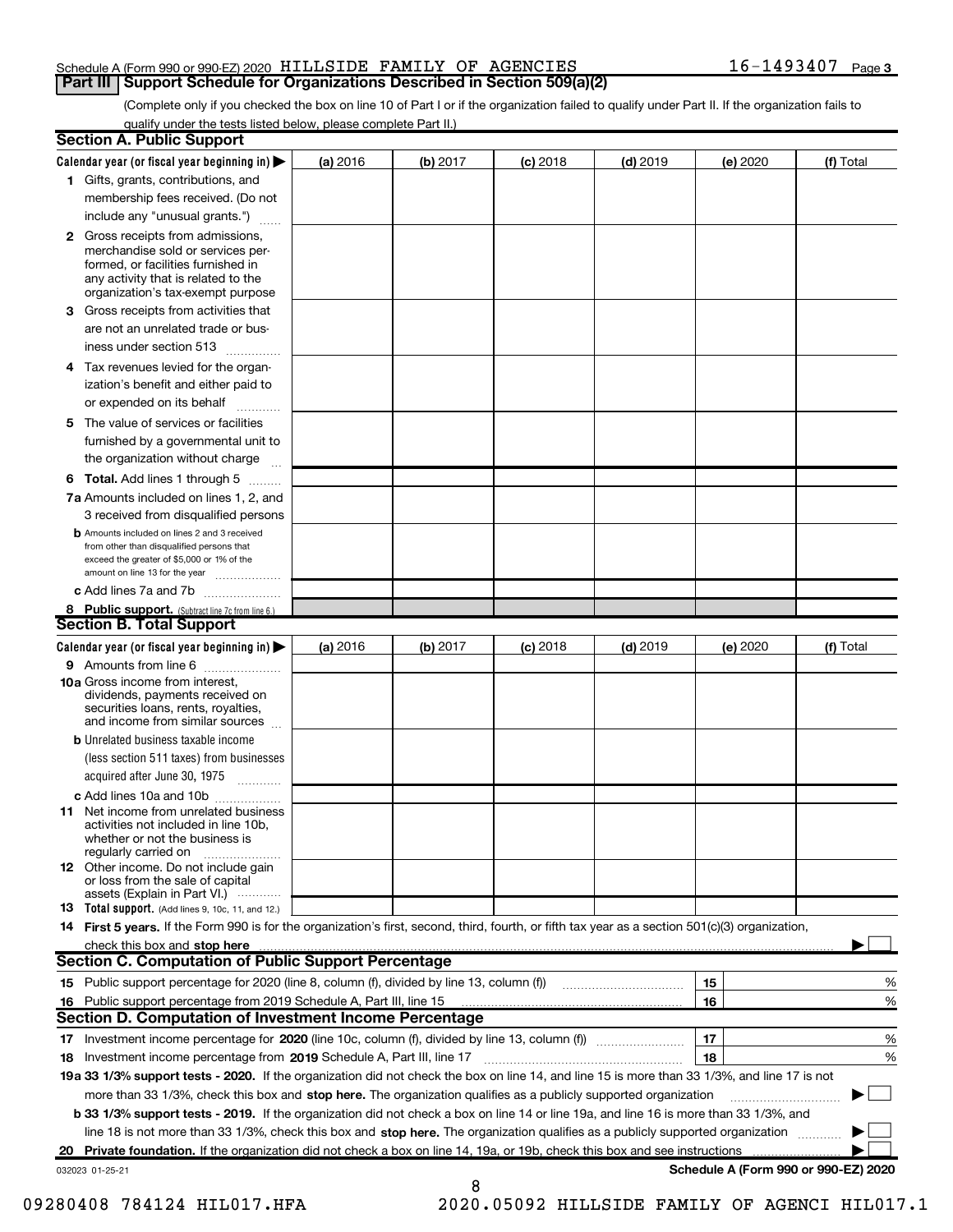Schedule A (Form 990 or 990-EZ) 2020 HILLSIDE FAMILY OF AGENCIES 16-1493407 Page 3

## Part III Support Schedule for Organizations Described in Section 509(a)(2)

(Complete only if you checked the box on line 10 of Part I or if the organization failed to qualify under Part II. If the organization fails to qualify under the tests listed below, please complete Part II.)

### Section A. Public Support

| Calendar year (or fiscal year beginning in) ▶ | (a) 2016 | (b) 2017 | (c) 2018 | (d) 2019 | (e) 2020 | (f) Total |
|---|---|---|---|---|---|---|
| 1 Gifts, grants, contributions, and membership fees received. (Do not include any "unusual grants.") | | | | | | |
| 2 Gross receipts from admissions, merchandise sold or services performed, or facilities furnished in any activity that is related to the organization's tax-exempt purpose | | | | | | |
| 3 Gross receipts from activities that are not an unrelated trade or business under section 513 | | | | | | |
| 4 Tax revenues levied for the organization's benefit and either paid to or expended on its behalf | | | | | | |
| 5 The value of services or facilities furnished by a governmental unit to the organization without charge | | | | | | |
| 6 **Total.** Add lines 1 through 5 | | | | | | |
| 7a Amounts included on lines 1, 2, and 3 received from disqualified persons | | | | | | |
| b Amounts included on lines 2 and 3 received from other than disqualified persons that exceed the greater of $5,000 or 1% of the amount on line 13 for the year | | | | | | |
| c Add lines 7a and 7b | | | | | | |
| 8 **Public support.** (Subtract line 7c from line 6.) | | | | | | |

### Section B. Total Support

| Calendar year (or fiscal year beginning in) ▶ | (a) 2016 | (b) 2017 | (c) 2018 | (d) 2019 | (e) 2020 | (f) Total |
|---|---|---|---|---|---|---|
| 9 Amounts from line 6 | | | | | | |
| 10a Gross income from interest, dividends, payments received on securities loans, rents, royalties, and income from similar sources | | | | | | |
| b Unrelated business taxable income (less section 511 taxes) from businesses acquired after June 30, 1975 | | | | | | |
| c Add lines 10a and 10b | | | | | | |
| 11 Net income from unrelated business activities not included in line 10b, whether or not the business is regularly carried on | | | | | | |
| 12 Other income. Do not include gain or loss from the sale of capital assets (Explain in Part VI.) | | | | | | |
| 13 **Total support.** (Add lines 9, 10c, 11, and 12.) | | | | | | |

14 **First 5 years.** If the Form 990 is for the organization's first, second, third, fourth, or fifth tax year as a section 501(c)(3) organization, check this box and **stop here** ▶ ☐

### Section C. Computation of Public Support Percentage

| | | | |
|---|---|---|---|
| 15 | Public support percentage for 2020 (line 8, column (f), divided by line 13, column (f)) | 15 | % |
| 16 | Public support percentage from 2019 Schedule A, Part III, line 15 | 16 | % |

### Section D. Computation of Investment Income Percentage

| | | | |
|---|---|---|---|
| 17 | Investment income percentage for **2020** (line 10c, column (f), divided by line 13, column (f)) | 17 | % |
| 18 | Investment income percentage from **2019** Schedule A, Part III, line 17 | 18 | % |

**19a 33 1/3% support tests - 2020.** If the organization did not check the box on line 14, and line 15 is more than 33 1/3%, and line 17 is not more than 33 1/3%, check this box and **stop here.** The organization qualifies as a publicly supported organization ▶ ☐

**b 33 1/3% support tests - 2019.** If the organization did not check a box on line 14 or line 19a, and line 16 is more than 33 1/3%, and line 18 is not more than 33 1/3%, check this box and **stop here.** The organization qualifies as a publicly supported organization ▶ ☐

**20 Private foundation.** If the organization did not check a box on line 14, 19a, or 19b, check this box and see instructions ▶ ☐

032023 01-25-21 **Schedule A (Form 990 or 990-EZ) 2020**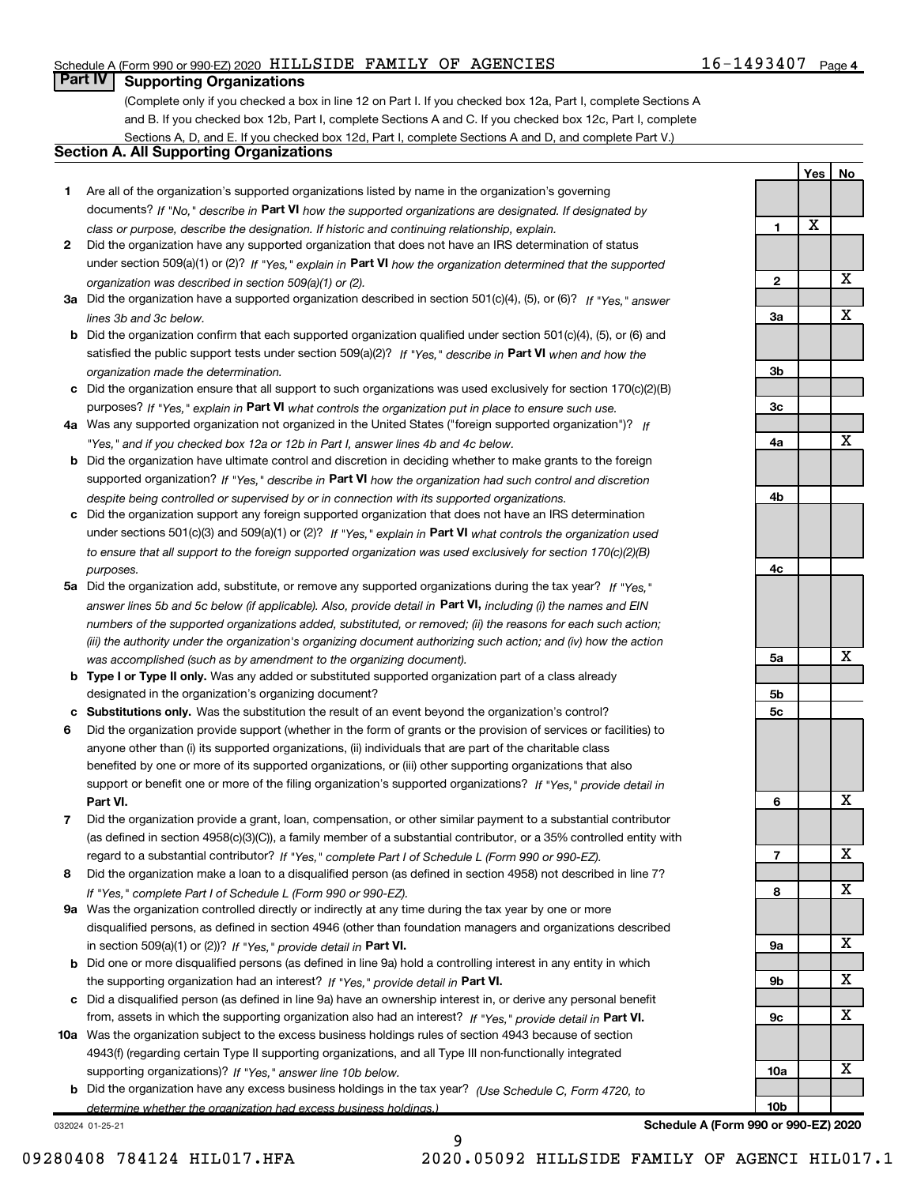Schedule A (Form 990 or 990-EZ) 2020 HILLSIDE FAMILY OF AGENCIES 16-1493407 Page 4

## Part IV Supporting Organizations

(Complete only if you checked a box in line 12 on Part I. If you checked box 12a, Part I, complete Sections A and B. If you checked box 12b, Part I, complete Sections A and C. If you checked box 12c, Part I, complete Sections A, D, and E. If you checked box 12d, Part I, complete Sections A and D, and complete Part V.)

### Section A. All Supporting Organizations

| | | | Yes | No |
|---|---|---|---|---|
| **1** | Are all of the organization's supported organizations listed by name in the organization's governing documents? *If "No," describe in* **Part VI** *how the supported organizations are designated. If designated by class or purpose, describe the designation. If historic and continuing relationship, explain.* | 1 | X | |
| **2** | Did the organization have any supported organization that does not have an IRS determination of status under section 509(a)(1) or (2)? *If "Yes," explain in* **Part VI** *how the organization determined that the supported organization was described in section 509(a)(1) or (2).* | 2 | | X |
| **3a** | Did the organization have a supported organization described in section 501(c)(4), (5), or (6)? *If "Yes," answer lines 3b and 3c below.* | 3a | | X |
| **b** | Did the organization confirm that each supported organization qualified under section 501(c)(4), (5), or (6) and satisfied the public support tests under section 509(a)(2)? *If "Yes," describe in* **Part VI** *when and how the organization made the determination.* | 3b | | |
| **c** | Did the organization ensure that all support to such organizations was used exclusively for section 170(c)(2)(B) purposes? *If "Yes," explain in* **Part VI** *what controls the organization put in place to ensure such use.* | 3c | | |
| **4a** | Was any supported organization not organized in the United States ("foreign supported organization")? *If "Yes," and if you checked box 12a or 12b in Part I, answer lines 4b and 4c below.* | 4a | | X |
| **b** | Did the organization have ultimate control and discretion in deciding whether to make grants to the foreign supported organization? *If "Yes," describe in* **Part VI** *how the organization had such control and discretion despite being controlled or supervised by or in connection with its supported organizations.* | 4b | | |
| **c** | Did the organization support any foreign supported organization that does not have an IRS determination under sections 501(c)(3) and 509(a)(1) or (2)? *If "Yes," explain in* **Part VI** *what controls the organization used to ensure that all support to the foreign supported organization was used exclusively for section 170(c)(2)(B) purposes.* | 4c | | |
| **5a** | Did the organization add, substitute, or remove any supported organizations during the tax year? *If "Yes," answer lines 5b and 5c below (if applicable). Also, provide detail in* **Part VI,** *including (i) the names and EIN numbers of the supported organizations added, substituted, or removed; (ii) the reasons for each such action; (iii) the authority under the organization's organizing document authorizing such action; and (iv) how the action was accomplished (such as by amendment to the organizing document).* | 5a | | X |
| **b** | **Type I or Type II only.** Was any added or substituted supported organization part of a class already designated in the organization's organizing document? | 5b | | |
| **c** | **Substitutions only.** Was the substitution the result of an event beyond the organization's control? | 5c | | |
| **6** | Did the organization provide support (whether in the form of grants or the provision of services or facilities) to anyone other than (i) its supported organizations, (ii) individuals that are part of the charitable class benefited by one or more of its supported organizations, or (iii) other supporting organizations that also support or benefit one or more of the filing organization's supported organizations? *If "Yes," provide detail in* **Part VI.** | 6 | | X |
| **7** | Did the organization provide a grant, loan, compensation, or other similar payment to a substantial contributor (as defined in section 4958(c)(3)(C)), a family member of a substantial contributor, or a 35% controlled entity with regard to a substantial contributor? *If "Yes," complete Part I of Schedule L (Form 990 or 990-EZ).* | 7 | | X |
| **8** | Did the organization make a loan to a disqualified person (as defined in section 4958) not described in line 7? *If "Yes," complete Part I of Schedule L (Form 990 or 990-EZ).* | 8 | | X |
| **9a** | Was the organization controlled directly or indirectly at any time during the tax year by one or more disqualified persons, as defined in section 4946 (other than foundation managers and organizations described in section 509(a)(1) or (2))? *If "Yes," provide detail in* **Part VI.** | 9a | | X |
| **b** | Did one or more disqualified persons (as defined in line 9a) hold a controlling interest in any entity in which the supporting organization had an interest? *If "Yes," provide detail in* **Part VI.** | 9b | | X |
| **c** | Did a disqualified person (as defined in line 9a) have an ownership interest in, or derive any personal benefit from, assets in which the supporting organization also had an interest? *If "Yes," provide detail in* **Part VI.** | 9c | | X |
| **10a** | Was the organization subject to the excess business holdings rules of section 4943 because of section 4943(f) (regarding certain Type II supporting organizations, and all Type III non-functionally integrated supporting organizations)? *If "Yes," answer line 10b below.* | 10a | | X |
| **b** | Did the organization have any excess business holdings in the tax year? *(Use Schedule C, Form 4720, to determine whether the organization had excess business holdings.)* | 10b | | |

032024 01-25-21 **Schedule A (Form 990 or 990-EZ) 2020**

09280408 784124 HIL017.HFA 2020.05092 HILLSIDE FAMILY OF AGENCI HIL017.1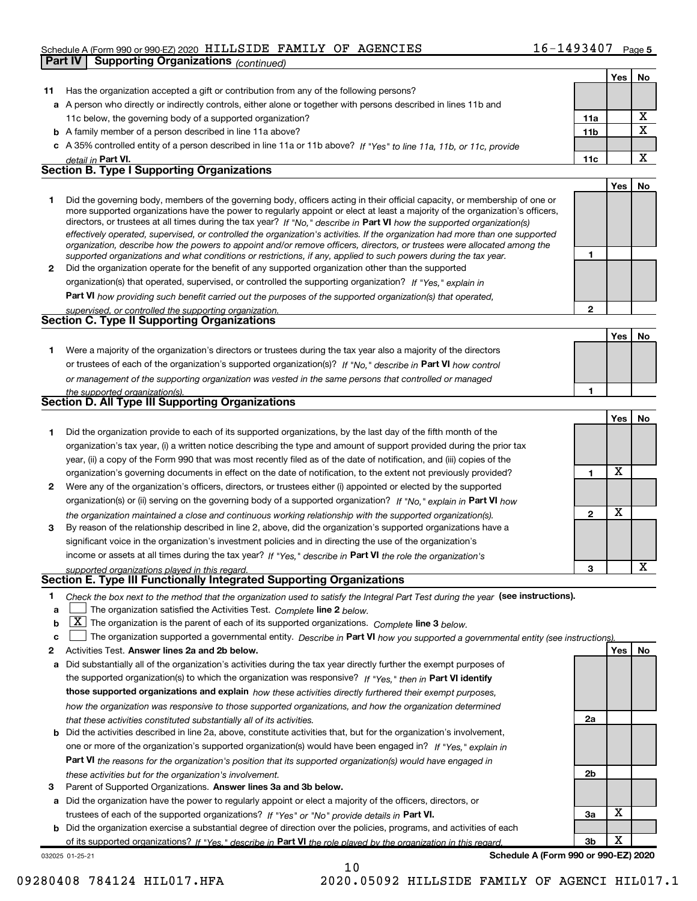Schedule A (Form 990 or 990-EZ) 2020 HILLSIDE FAMILY OF AGENCIES 16-1493407 Page 5

## Part IV Supporting Organizations *(continued)*

| | | | Yes | No |
|---|---|---|---|---|
| **11** | Has the organization accepted a gift or contribution from any of the following persons? | | | |
| **a** | A person who directly or indirectly controls, either alone or together with persons described in lines 11b and 11c below, the governing body of a supported organization? | **11a** | | X |
| **b** | A family member of a person described in line 11a above? | **11b** | | X |
| **c** | A 35% controlled entity of a person described in line 11a or 11b above? *If "Yes" to line 11a, 11b, or 11c, provide detail in* **Part VI.** | **11c** | | X |

### Section B. Type I Supporting Organizations

| | | | Yes | No |
|---|---|---|---|---|
| **1** | Did the governing body, members of the governing body, officers acting in their official capacity, or membership of one or more supported organizations have the power to regularly appoint or elect at least a majority of the organization's officers, directors, or trustees at all times during the tax year? *If "No," describe in* **Part VI** *how the supported organization(s) effectively operated, supervised, or controlled the organization's activities. If the organization had more than one supported organization, describe how the powers to appoint and/or remove officers, directors, or trustees were allocated among the supported organizations and what conditions or restrictions, if any, applied to such powers during the tax year.* | **1** | | |
| **2** | Did the organization operate for the benefit of any supported organization other than the supported organization(s) that operated, supervised, or controlled the supporting organization? *If "Yes," explain in* **Part VI** *how providing such benefit carried out the purposes of the supported organization(s) that operated, supervised, or controlled the supporting organization.* | **2** | | |

### Section C. Type II Supporting Organizations

| | | | Yes | No |
|---|---|---|---|---|
| **1** | Were a majority of the organization's directors or trustees during the tax year also a majority of the directors or trustees of each of the organization's supported organization(s)? *If "No," describe in* **Part VI** *how control or management of the supporting organization was vested in the same persons that controlled or managed the supported organization(s).* | **1** | | |

### Section D. All Type III Supporting Organizations

| | | | Yes | No |
|---|---|---|---|---|
| **1** | Did the organization provide to each of its supported organizations, by the last day of the fifth month of the organization's tax year, (i) a written notice describing the type and amount of support provided during the prior tax year, (ii) a copy of the Form 990 that was most recently filed as of the date of notification, and (iii) copies of the organization's governing documents in effect on the date of notification, to the extent not previously provided? | **1** | X | |
| **2** | Were any of the organization's officers, directors, or trustees either (i) appointed or elected by the supported organization(s) or (ii) serving on the governing body of a supported organization? *If "No," explain in* **Part VI** *how the organization maintained a close and continuous working relationship with the supported organization(s).* | **2** | X | |
| **3** | By reason of the relationship described in line 2, above, did the organization's supported organizations have a significant voice in the organization's investment policies and in directing the use of the organization's income or assets at all times during the tax year? *If "Yes," describe in* **Part VI** *the role the organization's supported organizations played in this regard.* | **3** | | X |

### Section E. Type III Functionally Integrated Supporting Organizations

**1** *Check the box next to the method that the organization used to satisfy the Integral Part Test during the year* **(see instructions).**

- **a** ☐ The organization satisfied the Activities Test. *Complete* **line 2** *below.*
- **b** ☒ The organization is the parent of each of its supported organizations. *Complete* **line 3** *below.*
- **c** ☐ The organization supported a governmental entity. *Describe in* **Part VI** *how you supported a governmental entity (see instructions).*

| | | | Yes | No |
|---|---|---|---|---|
| **2** | Activities Test. **Answer lines 2a and 2b below.** | | | |
| **a** | Did substantially all of the organization's activities during the tax year directly further the exempt purposes of the supported organization(s) to which the organization was responsive? *If "Yes," then in* **Part VI identify those supported organizations and explain** *how these activities directly furthered their exempt purposes, how the organization was responsive to those supported organizations, and how the organization determined that these activities constituted substantially all of its activities.* | **2a** | | |
| **b** | Did the activities described in line 2a, above, constitute activities that, but for the organization's involvement, one or more of the organization's supported organization(s) would have been engaged in? *If "Yes," explain in* **Part VI** *the reasons for the organization's position that its supported organization(s) would have engaged in these activities but for the organization's involvement.* | **2b** | | |
| **3** | Parent of Supported Organizations. **Answer lines 3a and 3b below.** | | | |
| **a** | Did the organization have the power to regularly appoint or elect a majority of the officers, directors, or trustees of each of the supported organizations? *If "Yes" or "No" provide details in* **Part VI.** | **3a** | X | |
| **b** | Did the organization exercise a substantial degree of direction over the policies, programs, and activities of each of its supported organizations? *If "Yes," describe in* **Part VI** *the role played by the organization in this regard.* | **3b** | X | |

**Schedule A (Form 990 or 990-EZ) 2020**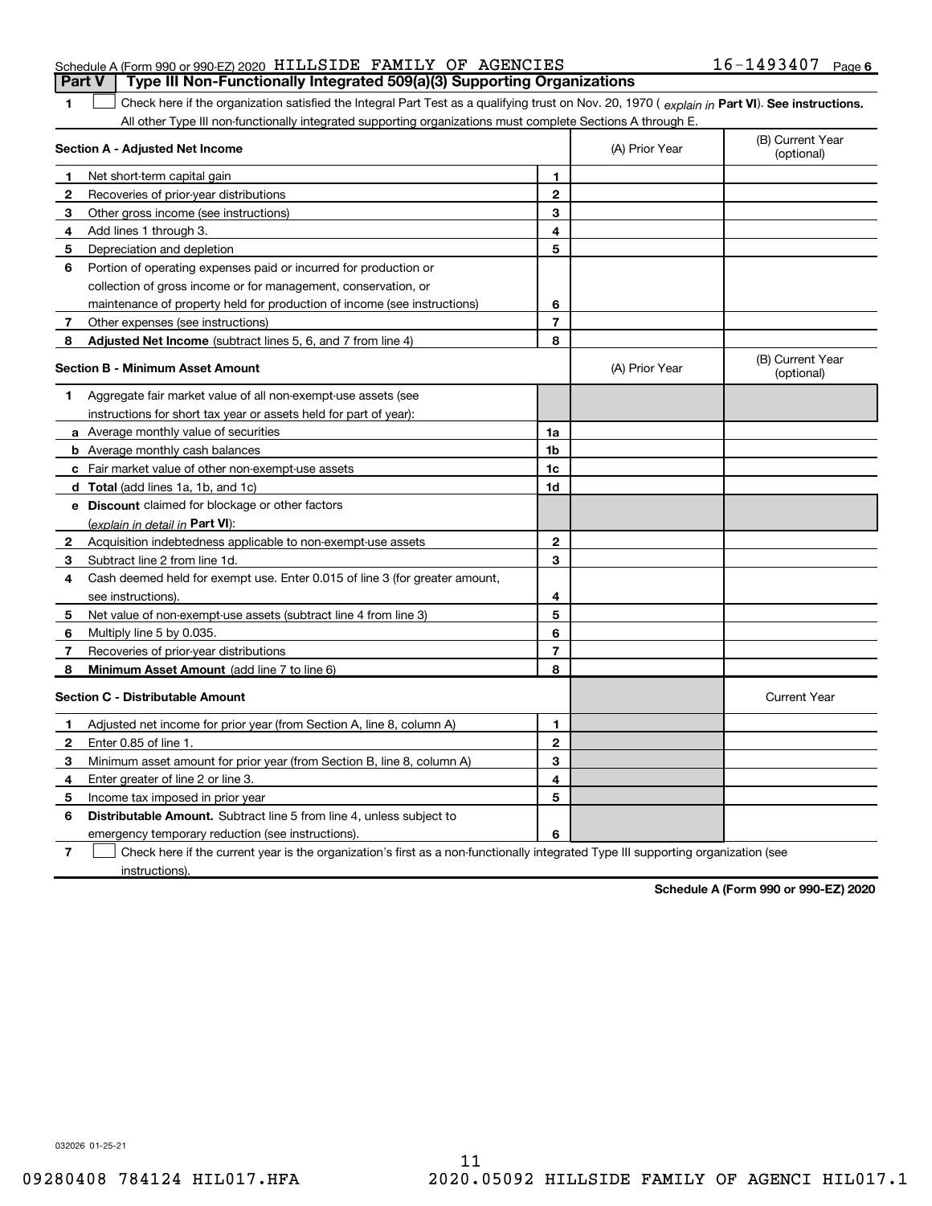Schedule A (Form 990 or 990-EZ) 2020 HILLSIDE FAMILY OF AGENCIES 16-1493407 Page 6

**Part V | Type III Non-Functionally Integrated 509(a)(3) Supporting Organizations**

1 ☐ Check here if the organization satisfied the Integral Part Test as a qualifying trust on Nov. 20, 1970 ( *explain in* **Part VI**). **See instructions.** All other Type III non-functionally integrated supporting organizations must complete Sections A through E.

| **Section A - Adjusted Net Income** | | | (A) Prior Year | (B) Current Year (optional) |
|---|---|---|---|---|
| 1 | Net short-term capital gain | 1 | | |
| 2 | Recoveries of prior-year distributions | 2 | | |
| 3 | Other gross income (see instructions) | 3 | | |
| 4 | Add lines 1 through 3. | 4 | | |
| 5 | Depreciation and depletion | 5 | | |
| 6 | Portion of operating expenses paid or incurred for production or collection of gross income or for management, conservation, or maintenance of property held for production of income (see instructions) | 6 | | |
| 7 | Other expenses (see instructions) | 7 | | |
| 8 | **Adjusted Net Income** (subtract lines 5, 6, and 7 from line 4) | 8 | | |

| **Section B - Minimum Asset Amount** | | | (A) Prior Year | (B) Current Year (optional) |
|---|---|---|---|---|
| 1 | Aggregate fair market value of all non-exempt-use assets (see instructions for short tax year or assets held for part of year): | | | |
| a | Average monthly value of securities | 1a | | |
| b | Average monthly cash balances | 1b | | |
| c | Fair market value of other non-exempt-use assets | 1c | | |
| d | **Total** (add lines 1a, 1b, and 1c) | 1d | | |
| e | **Discount** claimed for blockage or other factors (*explain in detail in* **Part VI**): | | | |
| 2 | Acquisition indebtedness applicable to non-exempt-use assets | 2 | | |
| 3 | Subtract line 2 from line 1d. | 3 | | |
| 4 | Cash deemed held for exempt use. Enter 0.015 of line 3 (for greater amount, see instructions). | 4 | | |
| 5 | Net value of non-exempt-use assets (subtract line 4 from line 3) | 5 | | |
| 6 | Multiply line 5 by 0.035. | 6 | | |
| 7 | Recoveries of prior-year distributions | 7 | | |
| 8 | **Minimum Asset Amount** (add line 7 to line 6) | 8 | | |

| **Section C - Distributable Amount** | | | | Current Year |
|---|---|---|---|---|
| 1 | Adjusted net income for prior year (from Section A, line 8, column A) | 1 | | |
| 2 | Enter 0.85 of line 1. | 2 | | |
| 3 | Minimum asset amount for prior year (from Section B, line 8, column A) | 3 | | |
| 4 | Enter greater of line 2 or line 3. | 4 | | |
| 5 | Income tax imposed in prior year | 5 | | |
| 6 | **Distributable Amount.** Subtract line 5 from line 4, unless subject to emergency temporary reduction (see instructions). | 6 | | |

7 ☐ Check here if the current year is the organization's first as a non-functionally integrated Type III supporting organization (see instructions).

**Schedule A (Form 990 or 990-EZ) 2020**

032026 01-25-21

09280408 784124 HIL017.HFA 2020.05092 HILLSIDE FAMILY OF AGENCI HIL017.1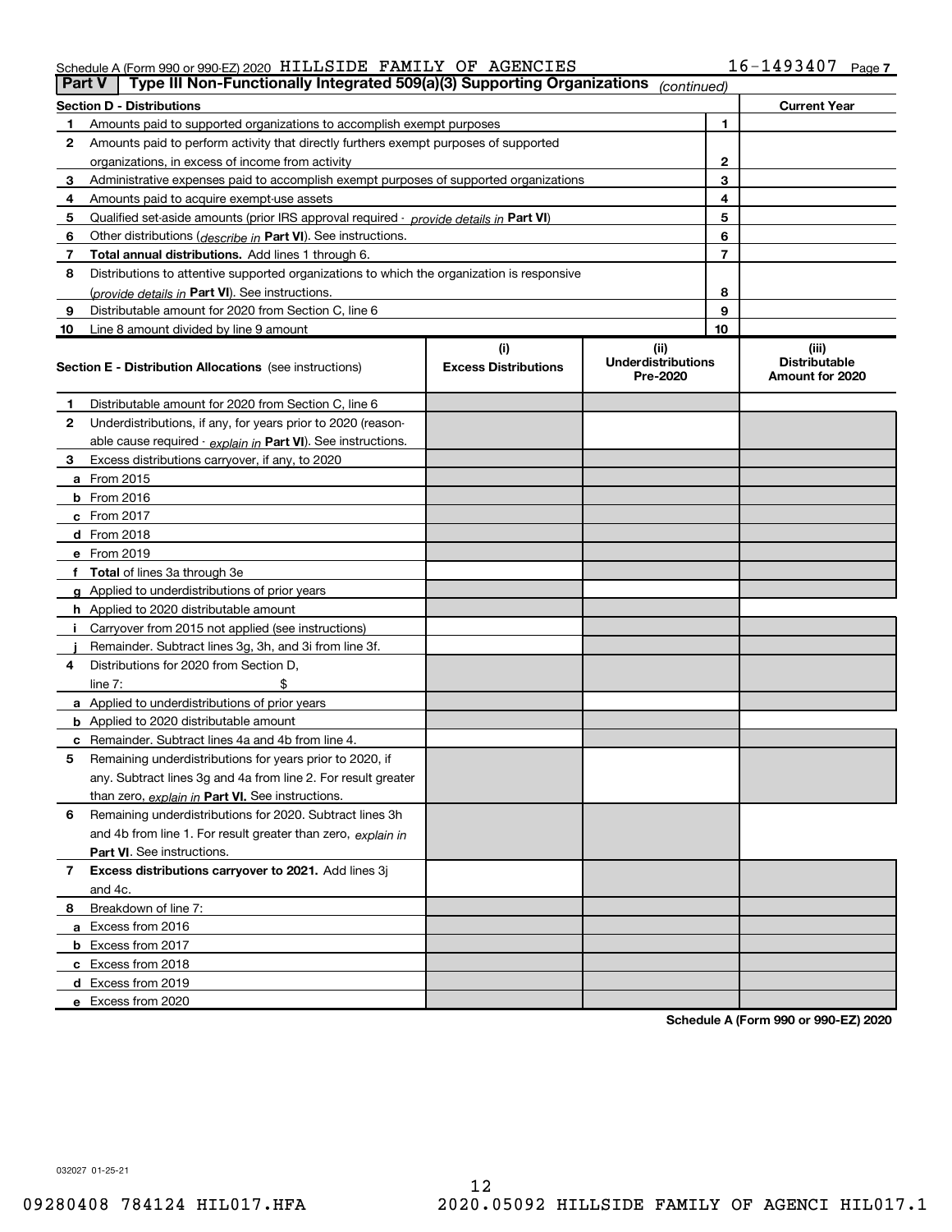Schedule A (Form 990 or 990-EZ) 2020 HILLSIDE FAMILY OF AGENCIES 16-1493407 Page 7

**Part V | Type III Non-Functionally Integrated 509(a)(3) Supporting Organizations** *(continued)*

| Section D - Distributions | | | Current Year |
|---|---|---|---|
| 1 | Amounts paid to supported organizations to accomplish exempt purposes | 1 | |
| 2 | Amounts paid to perform activity that directly furthers exempt purposes of supported organizations, in excess of income from activity | 2 | |
| 3 | Administrative expenses paid to accomplish exempt purposes of supported organizations | 3 | |
| 4 | Amounts paid to acquire exempt-use assets | 4 | |
| 5 | Qualified set-aside amounts (prior IRS approval required - *provide details in* **Part VI**) | 5 | |
| 6 | Other distributions (*describe in* **Part VI**). See instructions. | 6 | |
| 7 | **Total annual distributions.** Add lines 1 through 6. | 7 | |
| 8 | Distributions to attentive supported organizations to which the organization is responsive (*provide details in* **Part VI**). See instructions. | 8 | |
| 9 | Distributable amount for 2020 from Section C, line 6 | 9 | |
| 10 | Line 8 amount divided by line 9 amount | 10 | |

| **Section E - Distribution Allocations** (see instructions) | (i) Excess Distributions | (ii) Underdistributions Pre-2020 | (iii) Distributable Amount for 2020 |
|---|---|---|---|
| **1** Distributable amount for 2020 from Section C, line 6 | | | |
| **2** Underdistributions, if any, for years prior to 2020 (reasonable cause required - *explain in* **Part VI**). See instructions. | | | |
| **3** Excess distributions carryover, if any, to 2020 | | | |
| **a** From 2015 | | | |
| **b** From 2016 | | | |
| **c** From 2017 | | | |
| **d** From 2018 | | | |
| **e** From 2019 | | | |
| **f** **Total** of lines 3a through 3e | | | |
| **g** Applied to underdistributions of prior years | | | |
| **h** Applied to 2020 distributable amount | | | |
| **i** Carryover from 2015 not applied (see instructions) | | | |
| **j** Remainder. Subtract lines 3g, 3h, and 3i from line 3f. | | | |
| **4** Distributions for 2020 from Section D, line 7: $ | | | |
| **a** Applied to underdistributions of prior years | | | |
| **b** Applied to 2020 distributable amount | | | |
| **c** Remainder. Subtract lines 4a and 4b from line 4. | | | |
| **5** Remaining underdistributions for years prior to 2020, if any. Subtract lines 3g and 4a from line 2. For result greater than zero, *explain in* **Part VI.** See instructions. | | | |
| **6** Remaining underdistributions for 2020. Subtract lines 3h and 4b from line 1. For result greater than zero, *explain in* **Part VI**. See instructions. | | | |
| **7** **Excess distributions carryover to 2021.** Add lines 3j and 4c. | | | |
| **8** Breakdown of line 7: | | | |
| **a** Excess from 2016 | | | |
| **b** Excess from 2017 | | | |
| **c** Excess from 2018 | | | |
| **d** Excess from 2019 | | | |
| **e** Excess from 2020 | | | |

**Schedule A (Form 990 or 990-EZ) 2020**

032027 01-25-21

09280408 784124 HIL017.HFA 2020.05092 HILLSIDE FAMILY OF AGENCI HIL017.1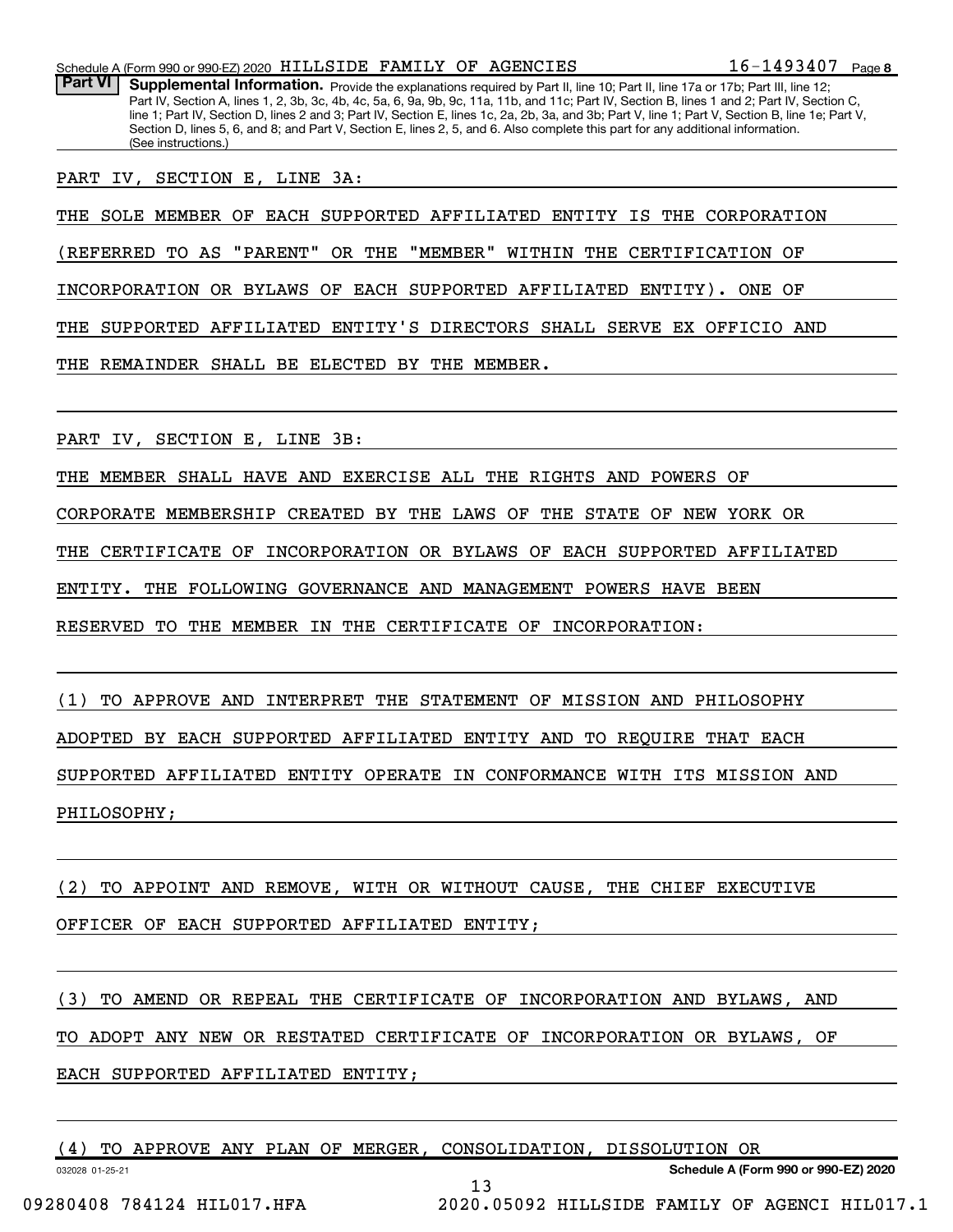**Part VI** **Supplemental Information.** Provide the explanations required by Part II, line 10; Part II, line 17a or 17b; Part III, line 12; Part IV, Section A, lines 1, 2, 3b, 3c, 4b, 4c, 5a, 6, 9a, 9b, 9c, 11a, 11b, and 11c; Part IV, Section B, lines 1 and 2; Part IV, Section C, line 1; Part IV, Section D, lines 2 and 3; Part IV, Section E, lines 1c, 2a, 2b, 3a, and 3b; Part V, line 1; Part V, Section B, line 1e; Part V, Section D, lines 5, 6, and 8; and Part V, Section E, lines 2, 5, and 6. Also complete this part for any additional information. (See instructions.)

PART IV, SECTION E, LINE 3A:

THE SOLE MEMBER OF EACH SUPPORTED AFFILIATED ENTITY IS THE CORPORATION (REFERRED TO AS "PARENT" OR THE "MEMBER" WITHIN THE CERTIFICATION OF INCORPORATION OR BYLAWS OF EACH SUPPORTED AFFILIATED ENTITY). ONE OF THE SUPPORTED AFFILIATED ENTITY'S DIRECTORS SHALL SERVE EX OFFICIO AND THE REMAINDER SHALL BE ELECTED BY THE MEMBER.

PART IV, SECTION E, LINE 3B:

THE MEMBER SHALL HAVE AND EXERCISE ALL THE RIGHTS AND POWERS OF CORPORATE MEMBERSHIP CREATED BY THE LAWS OF THE STATE OF NEW YORK OR THE CERTIFICATE OF INCORPORATION OR BYLAWS OF EACH SUPPORTED AFFILIATED ENTITY. THE FOLLOWING GOVERNANCE AND MANAGEMENT POWERS HAVE BEEN RESERVED TO THE MEMBER IN THE CERTIFICATE OF INCORPORATION:

(1) TO APPROVE AND INTERPRET THE STATEMENT OF MISSION AND PHILOSOPHY ADOPTED BY EACH SUPPORTED AFFILIATED ENTITY AND TO REQUIRE THAT EACH SUPPORTED AFFILIATED ENTITY OPERATE IN CONFORMANCE WITH ITS MISSION AND PHILOSOPHY;

(2) TO APPOINT AND REMOVE, WITH OR WITHOUT CAUSE, THE CHIEF EXECUTIVE OFFICER OF EACH SUPPORTED AFFILIATED ENTITY;

(3) TO AMEND OR REPEAL THE CERTIFICATE OF INCORPORATION AND BYLAWS, AND TO ADOPT ANY NEW OR RESTATED CERTIFICATE OF INCORPORATION OR BYLAWS, OF EACH SUPPORTED AFFILIATED ENTITY;

(4) TO APPROVE ANY PLAN OF MERGER, CONSOLIDATION, DISSOLUTION OR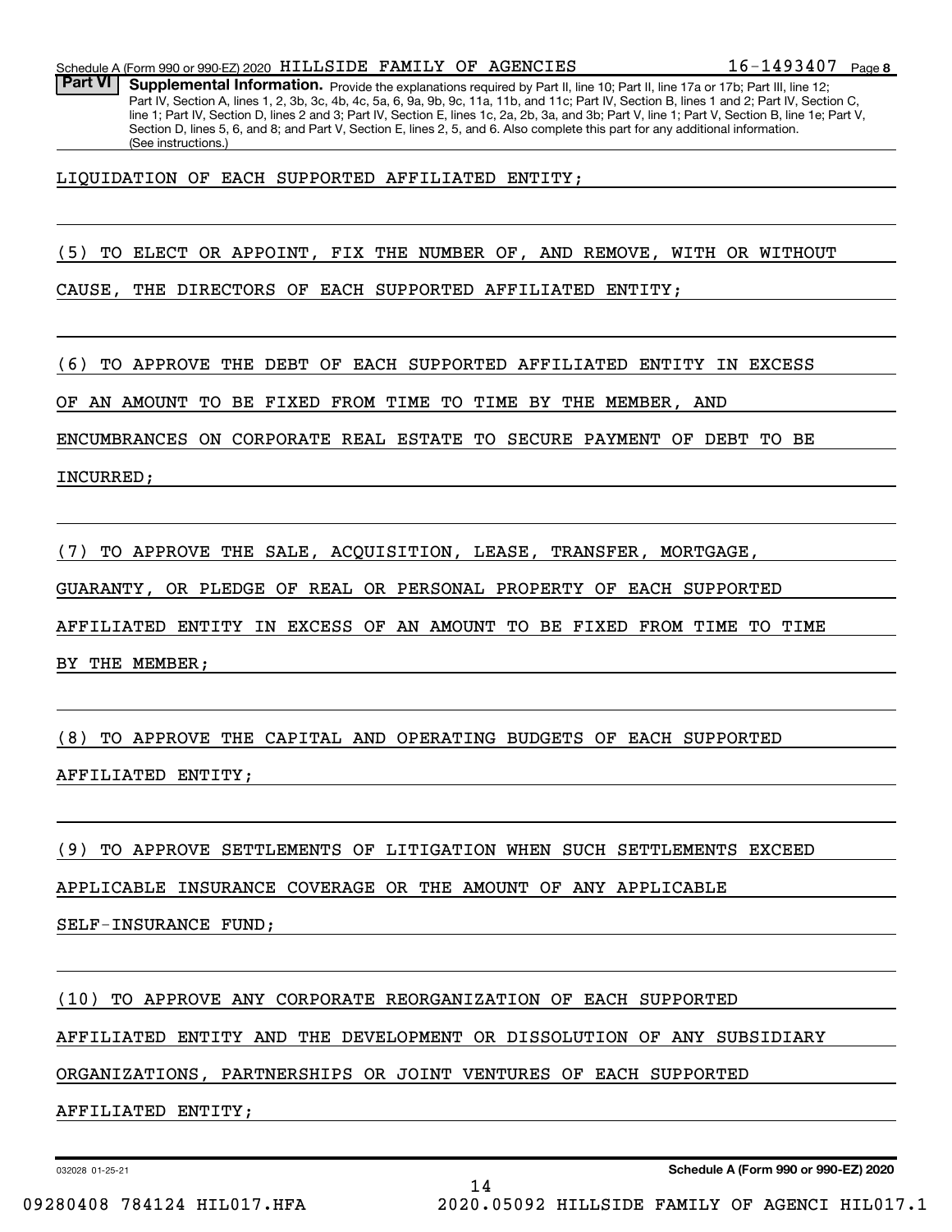**Part VI** **Supplemental Information.** Provide the explanations required by Part II, line 10; Part II, line 17a or 17b; Part III, line 12; Part IV, Section A, lines 1, 2, 3b, 3c, 4b, 4c, 5a, 6, 9a, 9b, 9c, 11a, 11b, and 11c; Part IV, Section B, lines 1 and 2; Part IV, Section C, line 1; Part IV, Section D, lines 2 and 3; Part IV, Section E, lines 1c, 2a, 2b, 3a, and 3b; Part V, line 1; Part V, Section B, line 1e; Part V, Section D, lines 5, 6, and 8; and Part V, Section E, lines 2, 5, and 6. Also complete this part for any additional information. (See instructions.)

LIQUIDATION OF EACH SUPPORTED AFFILIATED ENTITY;

(5) TO ELECT OR APPOINT, FIX THE NUMBER OF, AND REMOVE, WITH OR WITHOUT CAUSE, THE DIRECTORS OF EACH SUPPORTED AFFILIATED ENTITY;

(6) TO APPROVE THE DEBT OF EACH SUPPORTED AFFILIATED ENTITY IN EXCESS OF AN AMOUNT TO BE FIXED FROM TIME TO TIME BY THE MEMBER, AND ENCUMBRANCES ON CORPORATE REAL ESTATE TO SECURE PAYMENT OF DEBT TO BE INCURRED;

(7) TO APPROVE THE SALE, ACQUISITION, LEASE, TRANSFER, MORTGAGE, GUARANTY, OR PLEDGE OF REAL OR PERSONAL PROPERTY OF EACH SUPPORTED AFFILIATED ENTITY IN EXCESS OF AN AMOUNT TO BE FIXED FROM TIME TO TIME BY THE MEMBER;

(8) TO APPROVE THE CAPITAL AND OPERATING BUDGETS OF EACH SUPPORTED AFFILIATED ENTITY;

(9) TO APPROVE SETTLEMENTS OF LITIGATION WHEN SUCH SETTLEMENTS EXCEED APPLICABLE INSURANCE COVERAGE OR THE AMOUNT OF ANY APPLICABLE SELF-INSURANCE FUND;

(10) TO APPROVE ANY CORPORATE REORGANIZATION OF EACH SUPPORTED AFFILIATED ENTITY AND THE DEVELOPMENT OR DISSOLUTION OF ANY SUBSIDIARY ORGANIZATIONS, PARTNERSHIPS OR JOINT VENTURES OF EACH SUPPORTED AFFILIATED ENTITY;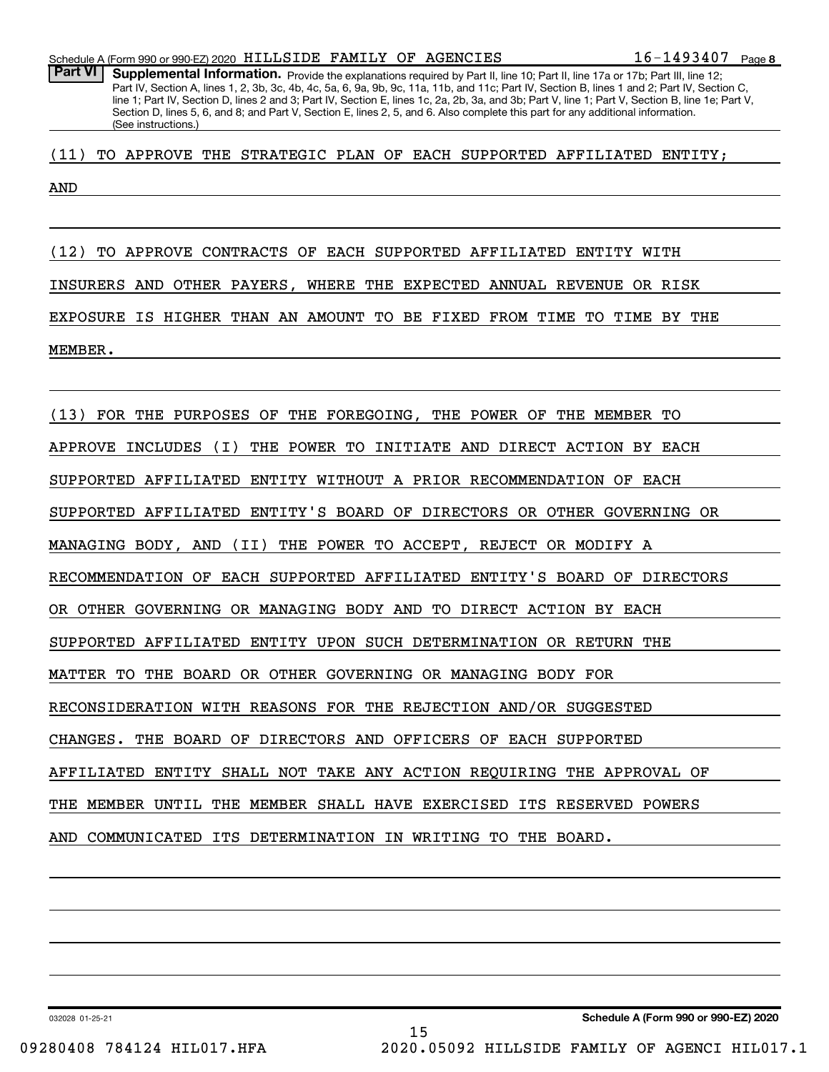**Part VI** **Supplemental Information.** Provide the explanations required by Part II, line 10; Part II, line 17a or 17b; Part III, line 12; Part IV, Section A, lines 1, 2, 3b, 3c, 4b, 4c, 5a, 6, 9a, 9b, 9c, 11a, 11b, and 11c; Part IV, Section B, lines 1 and 2; Part IV, Section C, line 1; Part IV, Section D, lines 2 and 3; Part IV, Section E, lines 1c, 2a, 2b, 3a, and 3b; Part V, line 1; Part V, Section B, line 1e; Part V, Section D, lines 5, 6, and 8; and Part V, Section E, lines 2, 5, and 6. Also complete this part for any additional information. (See instructions.)

(11) TO APPROVE THE STRATEGIC PLAN OF EACH SUPPORTED AFFILIATED ENTITY; AND

(12) TO APPROVE CONTRACTS OF EACH SUPPORTED AFFILIATED ENTITY WITH INSURERS AND OTHER PAYERS, WHERE THE EXPECTED ANNUAL REVENUE OR RISK EXPOSURE IS HIGHER THAN AN AMOUNT TO BE FIXED FROM TIME TO TIME BY THE MEMBER.

(13) FOR THE PURPOSES OF THE FOREGOING, THE POWER OF THE MEMBER TO APPROVE INCLUDES (I) THE POWER TO INITIATE AND DIRECT ACTION BY EACH SUPPORTED AFFILIATED ENTITY WITHOUT A PRIOR RECOMMENDATION OF EACH SUPPORTED AFFILIATED ENTITY'S BOARD OF DIRECTORS OR OTHER GOVERNING OR MANAGING BODY, AND (II) THE POWER TO ACCEPT, REJECT OR MODIFY A RECOMMENDATION OF EACH SUPPORTED AFFILIATED ENTITY'S BOARD OF DIRECTORS OR OTHER GOVERNING OR MANAGING BODY AND TO DIRECT ACTION BY EACH SUPPORTED AFFILIATED ENTITY UPON SUCH DETERMINATION OR RETURN THE MATTER TO THE BOARD OR OTHER GOVERNING OR MANAGING BODY FOR RECONSIDERATION WITH REASONS FOR THE REJECTION AND/OR SUGGESTED CHANGES. THE BOARD OF DIRECTORS AND OFFICERS OF EACH SUPPORTED AFFILIATED ENTITY SHALL NOT TAKE ANY ACTION REQUIRING THE APPROVAL OF THE MEMBER UNTIL THE MEMBER SHALL HAVE EXERCISED ITS RESERVED POWERS AND COMMUNICATED ITS DETERMINATION IN WRITING TO THE BOARD.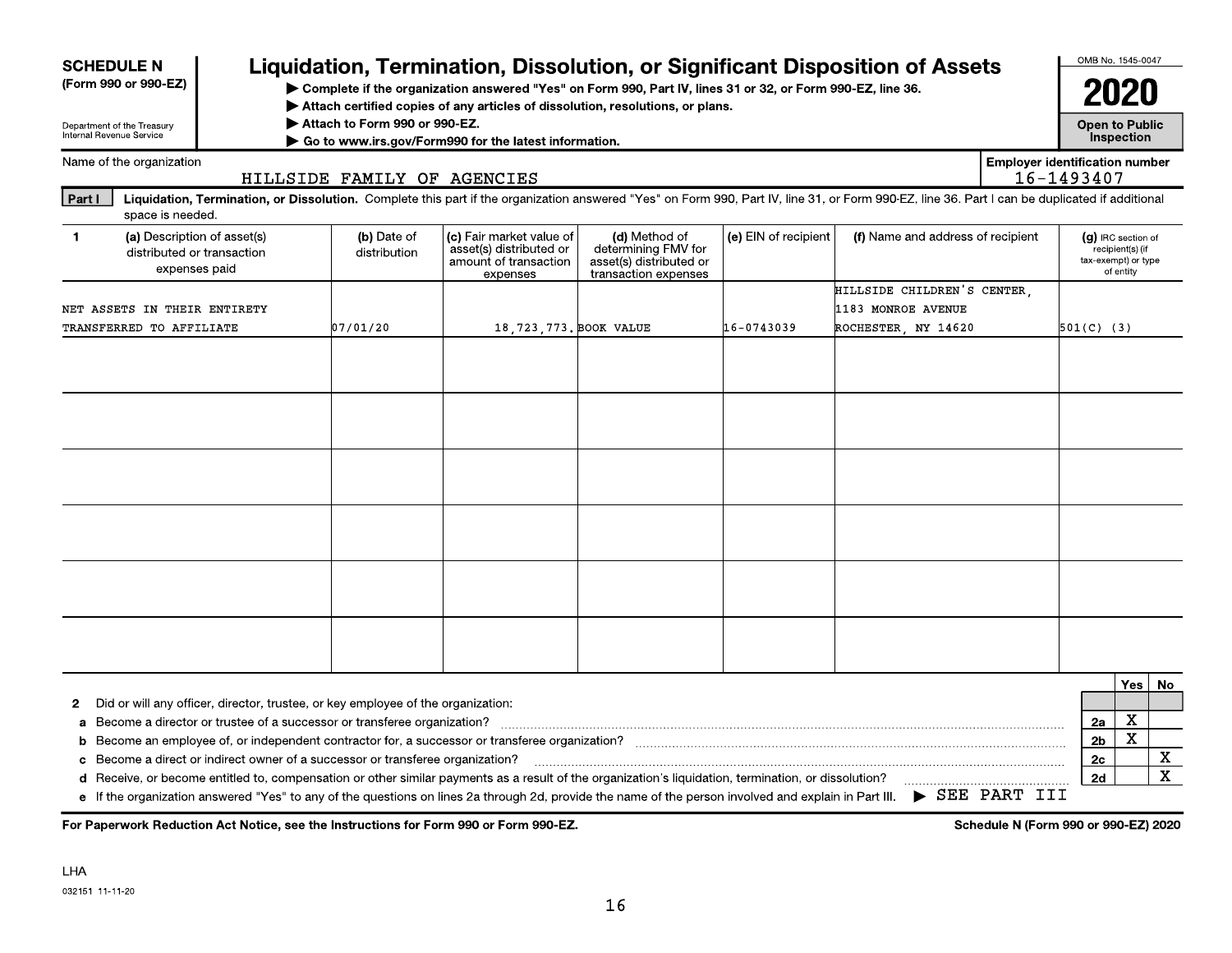**SCHEDULE N**
**(Form 990 or 990-EZ)**

Department of the Treasury
Internal Revenue Service

# Liquidation, Termination, Dissolution, or Significant Disposition of Assets

▶ Complete if the organization answered "Yes" on Form 990, Part IV, lines 31 or 32, or Form 990-EZ, line 36.
▶ Attach certified copies of any articles of dissolution, resolutions, or plans.
▶ Attach to Form 990 or 990-EZ.
▶ Go to www.irs.gov/Form990 for the latest information.

OMB No. 1545-0047

**2020**

**Open to Public Inspection**

Name of the organization: HILLSIDE FAMILY OF AGENCIES

Employer identification number: 16-1493407

**Part I** **Liquidation, Termination, or Dissolution.** Complete this part if the organization answered "Yes" on Form 990, Part IV, line 31, or Form 990-EZ, line 36. Part I can be duplicated if additional space is needed.

| 1 (a) Description of asset(s) distributed or transaction expenses paid | (b) Date of distribution | (c) Fair market value of asset(s) distributed or amount of transaction expenses | (d) Method of determining FMV for asset(s) distributed or transaction expenses | (e) EIN of recipient | (f) Name and address of recipient | (g) IRC section of recipient(s) (if tax-exempt) or type of entity |
|---|---|---|---|---|---|---|
| NET ASSETS IN THEIR ENTIRETY TRANSFERRED TO AFFILIATE | 07/01/20 | 18,723,773. | BOOK VALUE | 16-0743039 | HILLSIDE CHILDREN'S CENTER, 1183 MONROE AVENUE ROCHESTER, NY 14620 | 501(C) (3) |
| | | | | | | |
| | | | | | | |
| | | | | | | |
| | | | | | | |
| | | | | | | |
| | | | | | | |

| | | | Yes | No |
|---|---|---|---|---|
| **2** | Did or will any officer, director, trustee, or key employee of the organization: | | | |
| **a** | Become a director or trustee of a successor or transferee organization? | 2a | X | |
| **b** | Become an employee of, or independent contractor for, a successor or transferee organization? | 2b | X | |
| **c** | Become a direct or indirect owner of a successor or transferee organization? | 2c | | X |
| **d** | Receive, or become entitled to, compensation or other similar payments as a result of the organization's liquidation, termination, or dissolution? | 2d | | X |
| **e** | If the organization answered "Yes" to any of the questions on lines 2a through 2d, provide the name of the person involved and explain in Part III. ▶ SEE PART III | | | |

**For Paperwork Reduction Act Notice, see the Instructions for Form 990 or Form 990-EZ.** **Schedule N (Form 990 or 990-EZ) 2020**

LHA
032151 11-11-20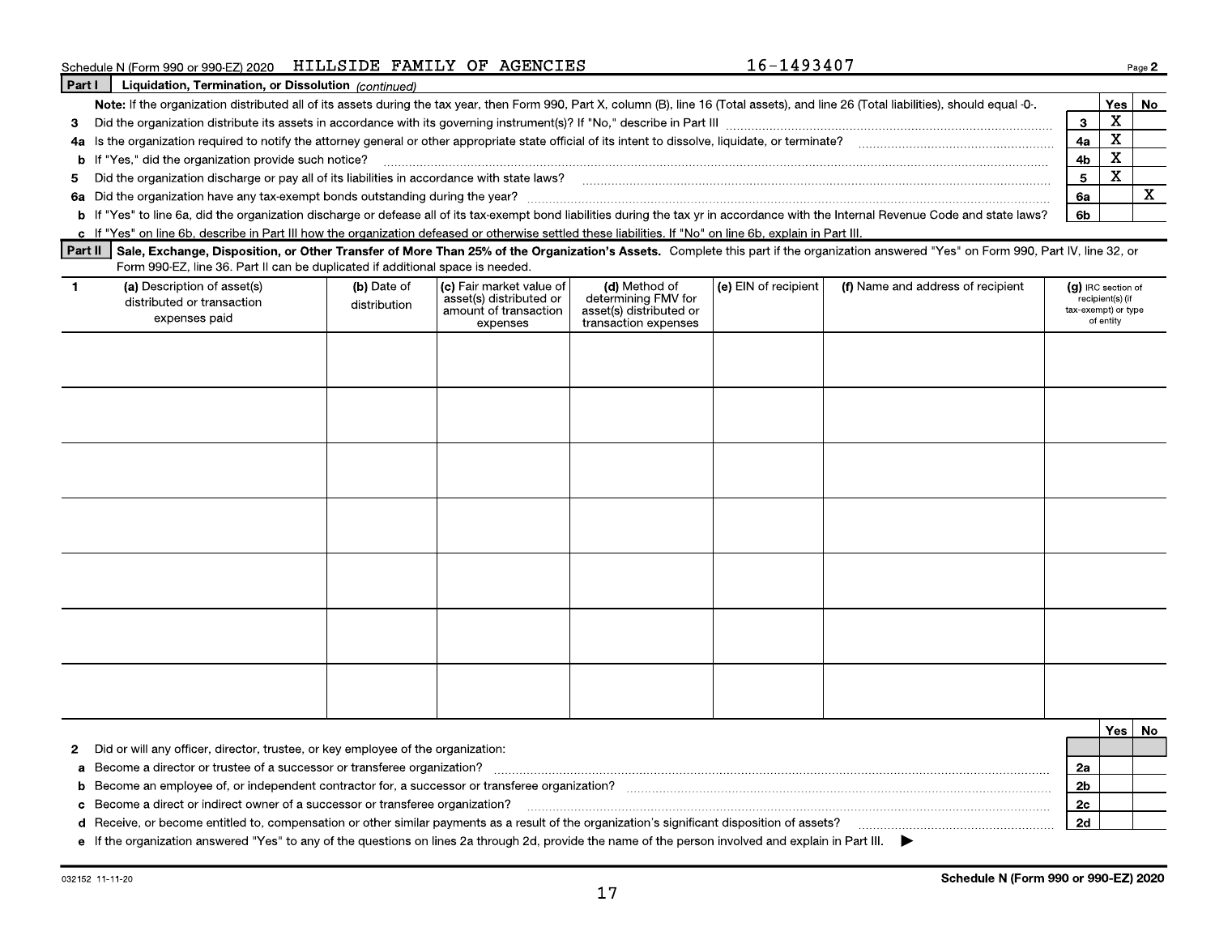Schedule N (Form 990 or 990-EZ) 2020 HILLSIDE FAMILY OF AGENCIES 16-1493407

**Part I Liquidation, Termination, or Dissolution** *(continued)*

**Note:** If the organization distributed all of its assets during the tax year, then Form 990, Part X, column (B), line 16 (Total assets), and line 26 (Total liabilities), should equal -0-.

| | | | Yes | No |
|---|---|---|---|---|
| 3 | Did the organization distribute its assets in accordance with its governing instrument(s)? If "No," describe in Part III | 3 | X | |
| 4a | Is the organization required to notify the attorney general or other appropriate state official of its intent to dissolve, liquidate, or terminate? | 4a | X | |
| b | If "Yes," did the organization provide such notice? | 4b | X | |
| 5 | Did the organization discharge or pay all of its liabilities in accordance with state laws? | 5 | X | |
| 6a | Did the organization have any tax-exempt bonds outstanding during the year? | 6a | | X |
| b | If "Yes" to line 6a, did the organization discharge or defease all of its tax-exempt bond liabilities during the tax yr in accordance with the Internal Revenue Code and state laws? | 6b | | |
| c | If "Yes" on line 6b, describe in Part III how the organization defeased or otherwise settled these liabilities. If "No" on line 6b, explain in Part III. | | | |

**Part II Sale, Exchange, Disposition, or Other Transfer of More Than 25% of the Organization's Assets.** Complete this part if the organization answered "Yes" on Form 990, Part IV, line 32, or Form 990-EZ, line 36. Part II can be duplicated if additional space is needed.

| 1 (a) Description of asset(s) distributed or transaction expenses paid | (b) Date of distribution | (c) Fair market value of asset(s) distributed or amount of transaction expenses | (d) Method of determining FMV for asset(s) distributed or transaction expenses | (e) EIN of recipient | (f) Name and address of recipient | (g) IRC section of recipient(s) (if tax-exempt) or type of entity |
|---|---|---|---|---|---|---|
| | | | | | | |
| | | | | | | |
| | | | | | | |
| | | | | | | |
| | | | | | | |
| | | | | | | |
| | | | | | | |

| | | | Yes | No |
|---|---|---|---|---|
| 2 | Did or will any officer, director, trustee, or key employee of the organization: | | | |
| a | Become a director or trustee of a successor or transferee organization? | 2a | | |
| b | Become an employee of, or independent contractor for, a successor or transferee organization? | 2b | | |
| c | Become a direct or indirect owner of a successor or transferee organization? | 2c | | |
| d | Receive, or become entitled to, compensation or other similar payments as a result of the organization's significant disposition of assets? | 2d | | |
| e | If the organization answered "Yes" to any of the questions on lines 2a through 2d, provide the name of the person involved and explain in Part III. ▶ | | | |

032152 11-11-20

Schedule N (Form 990 or 990-EZ) 2020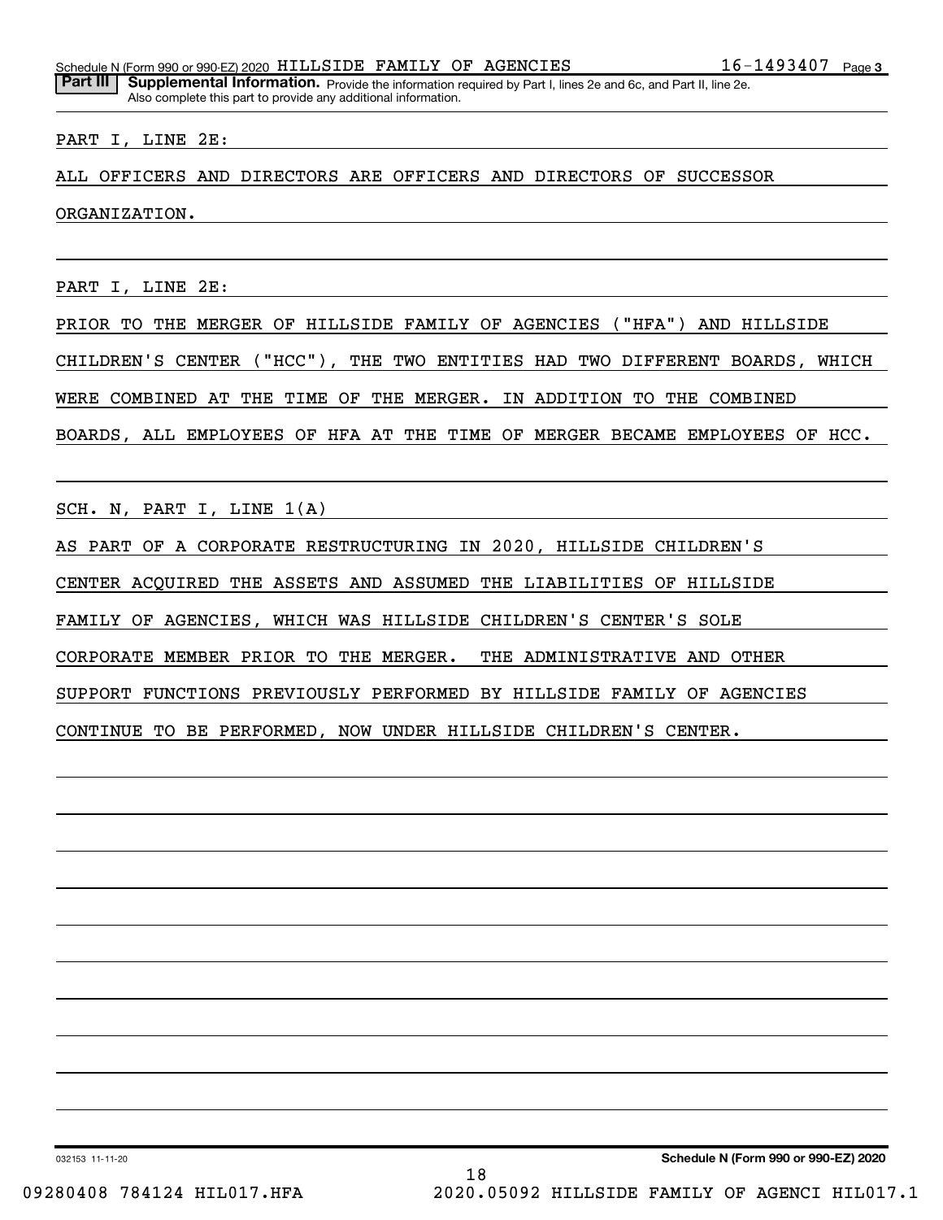**Part III** **Supplemental Information.** Provide the information required by Part I, lines 2e and 6c, and Part II, line 2e. Also complete this part to provide any additional information.

PART I, LINE 2E:

ALL OFFICERS AND DIRECTORS ARE OFFICERS AND DIRECTORS OF SUCCESSOR ORGANIZATION.

PART I, LINE 2E:

PRIOR TO THE MERGER OF HILLSIDE FAMILY OF AGENCIES ("HFA") AND HILLSIDE CHILDREN'S CENTER ("HCC"), THE TWO ENTITIES HAD TWO DIFFERENT BOARDS, WHICH WERE COMBINED AT THE TIME OF THE MERGER. IN ADDITION TO THE COMBINED BOARDS, ALL EMPLOYEES OF HFA AT THE TIME OF MERGER BECAME EMPLOYEES OF HCC.

SCH. N, PART I, LINE 1(A)

AS PART OF A CORPORATE RESTRUCTURING IN 2020, HILLSIDE CHILDREN'S CENTER ACQUIRED THE ASSETS AND ASSUMED THE LIABILITIES OF HILLSIDE FAMILY OF AGENCIES, WHICH WAS HILLSIDE CHILDREN'S CENTER'S SOLE CORPORATE MEMBER PRIOR TO THE MERGER. THE ADMINISTRATIVE AND OTHER SUPPORT FUNCTIONS PREVIOUSLY PERFORMED BY HILLSIDE FAMILY OF AGENCIES CONTINUE TO BE PERFORMED, NOW UNDER HILLSIDE CHILDREN'S CENTER.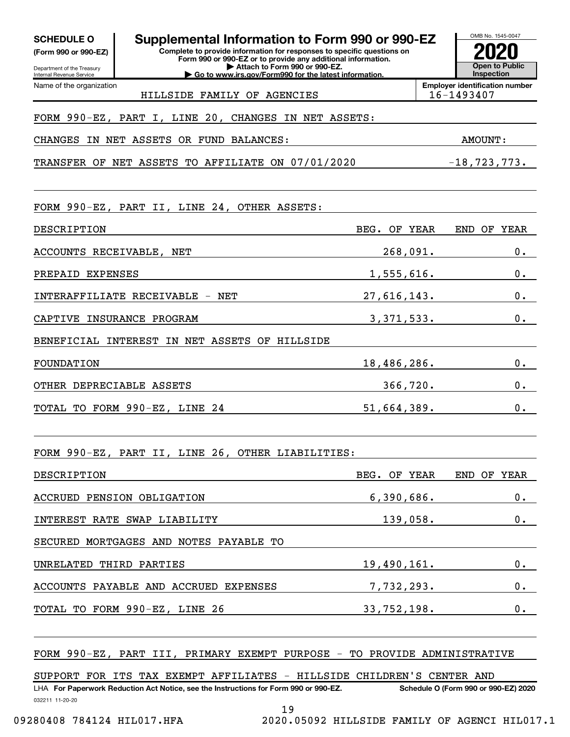**SCHEDULE O (Form 990 or 990-EZ)**

Department of the Treasury
Internal Revenue Service

# Supplemental Information to Form 990 or 990-EZ

**Complete to provide information for responses to specific questions on Form 990 or 990-EZ or to provide any additional information.**
**▶ Attach to Form 990 or 990-EZ.**
**▶ Go to www.irs.gov/Form990 for the latest information.**

OMB No. 1545-0047
**2020**
**Open to Public Inspection**

Name of the organization: HILLSIDE FAMILY OF AGENCIES
**Employer identification number:** 16-1493407

FORM 990-EZ, PART I, LINE 20, CHANGES IN NET ASSETS:

| CHANGES IN NET ASSETS OR FUND BALANCES: | AMOUNT: |
|---|---|
| TRANSFER OF NET ASSETS TO AFFILIATE ON 07/01/2020 | -18,723,773. |

FORM 990-EZ, PART II, LINE 24, OTHER ASSETS:

| DESCRIPTION | BEG. OF YEAR | END OF YEAR |
|---|---|---|
| ACCOUNTS RECEIVABLE, NET | 268,091. | 0. |
| PREPAID EXPENSES | 1,555,616. | 0. |
| INTERAFFILIATE RECEIVABLE - NET | 27,616,143. | 0. |
| CAPTIVE INSURANCE PROGRAM | 3,371,533. | 0. |
| BENEFICIAL INTEREST IN NET ASSETS OF HILLSIDE FOUNDATION | 18,486,286. | 0. |
| OTHER DEPRECIABLE ASSETS | 366,720. | 0. |
| TOTAL TO FORM 990-EZ, LINE 24 | 51,664,389. | 0. |

FORM 990-EZ, PART II, LINE 26, OTHER LIABILITIES:

| DESCRIPTION | BEG. OF YEAR | END OF YEAR |
|---|---|---|
| ACCRUED PENSION OBLIGATION | 6,390,686. | 0. |
| INTEREST RATE SWAP LIABILITY | 139,058. | 0. |
| SECURED MORTGAGES AND NOTES PAYABLE TO UNRELATED THIRD PARTIES | 19,490,161. | 0. |
| ACCOUNTS PAYABLE AND ACCRUED EXPENSES | 7,732,293. | 0. |
| TOTAL TO FORM 990-EZ, LINE 26 | 33,752,198. | 0. |

FORM 990-EZ, PART III, PRIMARY EXEMPT PURPOSE - TO PROVIDE ADMINISTRATIVE SUPPORT FOR ITS TAX EXEMPT AFFILIATES - HILLSIDE CHILDREN'S CENTER AND

LHA **For Paperwork Reduction Act Notice, see the Instructions for Form 990 or 990-EZ.** **Schedule O (Form 990 or 990-EZ) 2020**

032211 11-20-20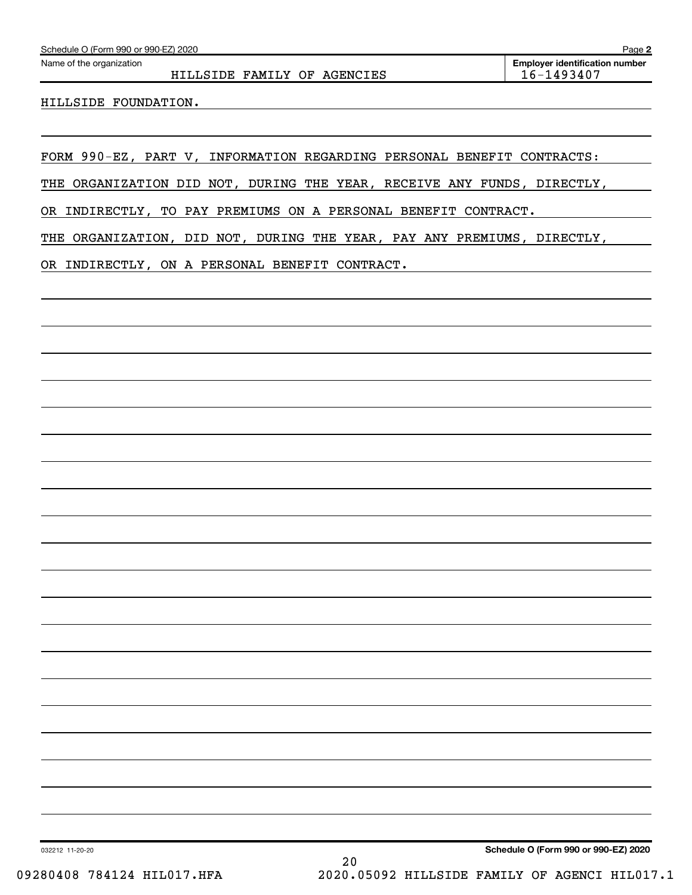Name of the organization: HILLSIDE FAMILY OF AGENCIES

Employer identification number: 16-1493407

HILLSIDE FOUNDATION.

FORM 990-EZ, PART V, INFORMATION REGARDING PERSONAL BENEFIT CONTRACTS:

THE ORGANIZATION DID NOT, DURING THE YEAR, RECEIVE ANY FUNDS, DIRECTLY, OR INDIRECTLY, TO PAY PREMIUMS ON A PERSONAL BENEFIT CONTRACT.

THE ORGANIZATION, DID NOT, DURING THE YEAR, PAY ANY PREMIUMS, DIRECTLY, OR INDIRECTLY, ON A PERSONAL BENEFIT CONTRACT.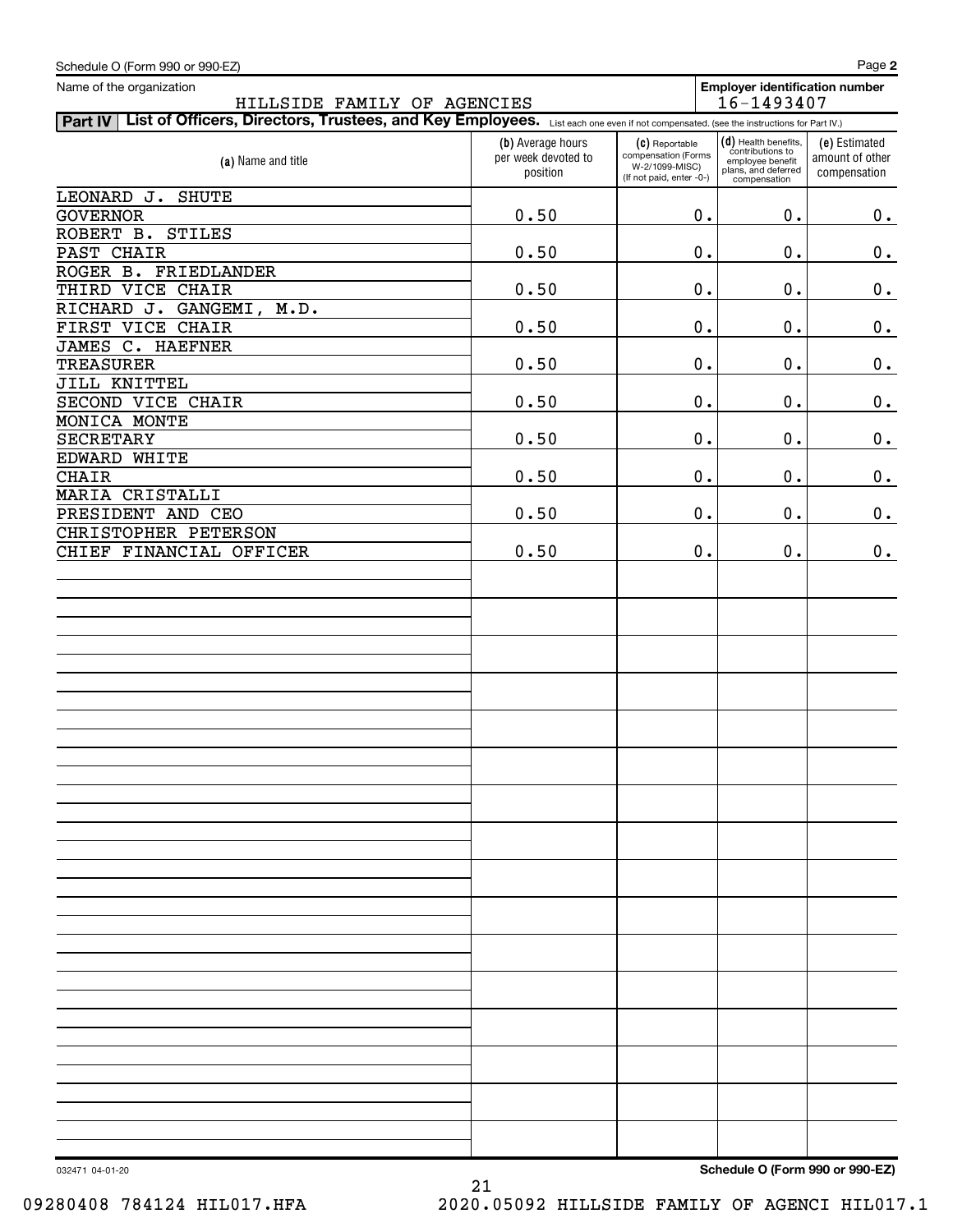Schedule O (Form 990 or 990-EZ)

Name of the organization: HILLSIDE FAMILY OF AGENCIES

**Employer identification number** 16-1493407

**Part IV List of Officers, Directors, Trustees, and Key Employees.** List each one even if not compensated. (see the instructions for Part IV.)

| (a) Name and title | (b) Average hours per week devoted to position | (c) Reportable compensation (Forms W-2/1099-MISC) (If not paid, enter -0-) | (d) Health benefits, contributions to employee benefit plans, and deferred compensation | (e) Estimated amount of other compensation |
|---|---|---|---|---|
| LEONARD J. SHUTE<br>GOVERNOR | 0.50 | 0. | 0. | 0. |
| ROBERT B. STILES<br>PAST CHAIR | 0.50 | 0. | 0. | 0. |
| ROGER B. FRIEDLANDER<br>THIRD VICE CHAIR | 0.50 | 0. | 0. | 0. |
| RICHARD J. GANGEMI, M.D.<br>FIRST VICE CHAIR | 0.50 | 0. | 0. | 0. |
| JAMES C. HAEFNER<br>TREASURER | 0.50 | 0. | 0. | 0. |
| JILL KNITTEL<br>SECOND VICE CHAIR | 0.50 | 0. | 0. | 0. |
| MONICA MONTE<br>SECRETARY | 0.50 | 0. | 0. | 0. |
| EDWARD WHITE<br>CHAIR | 0.50 | 0. | 0. | 0. |
| MARIA CRISTALLI<br>PRESIDENT AND CEO | 0.50 | 0. | 0. | 0. |
| CHRISTOPHER PETERSON<br>CHIEF FINANCIAL OFFICER | 0.50 | 0. | 0. | 0. |

032471 04-01-20

**Schedule O (Form 990 or 990-EZ)**

09280408 784124 HIL017.HFA 2020.05092 HILLSIDE FAMILY OF AGENCI HIL017.1